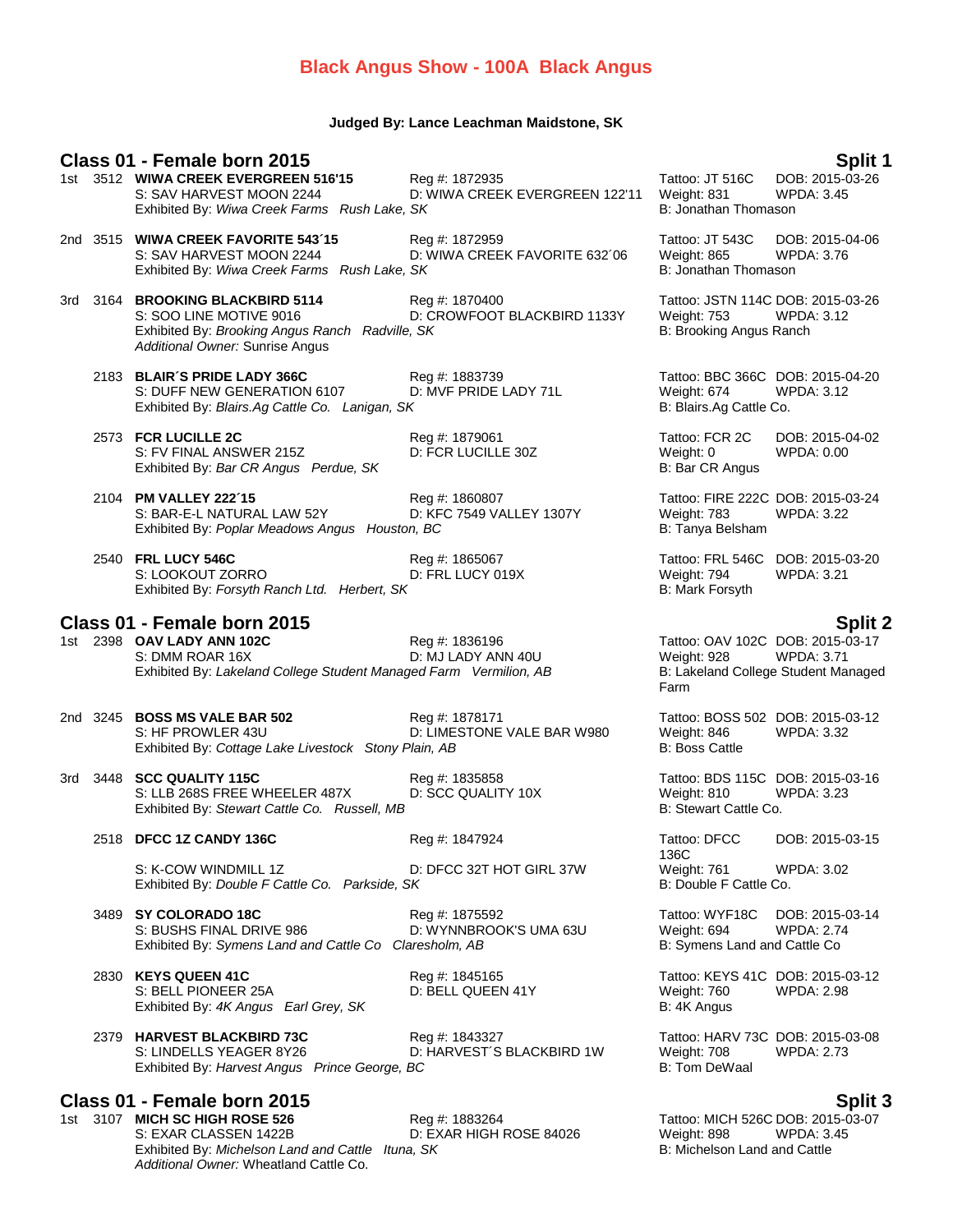# Black Angus Show - 100A Black Angus

**Judged By: Lance Leachman Maidstone, SK**

## Class 01 - Female born 2015 — Split 1

1st 3512 **WIWA CREEK EVERGREEN 516'15** Reg #: 1872935 Tattoo: JT 516C DOB: 2015-03-26
S: SAV HARVEST MOON 2244 D: WIWA CREEK EVERGREEN 122'11 Weight: 831 WPDA: 3.45
Exhibited By: *Wiwa Creek Farms Rush Lake, SK* B: Jonathan Thomason

2nd 3515 **WIWA CREEK FAVORITE 543´15** Reg #: 1872959 Tattoo: JT 543C DOB: 2015-04-06
S: SAV HARVEST MOON 2244 D: WIWA CREEK FAVORITE 632´06 Weight: 865 WPDA: 3.76
Exhibited By: *Wiwa Creek Farms Rush Lake, SK* B: Jonathan Thomason

3rd 3164 **BROOKING BLACKBIRD 5114** Reg #: 1870400 Tattoo: JSTN 114C DOB: 2015-03-26
S: SOO LINE MOTIVE 9016 D: CROWFOOT BLACKBIRD 1133Y Weight: 753 WPDA: 3.12
Exhibited By: *Brooking Angus Ranch Radville, SK* B: Brooking Angus Ranch
*Additional Owner:* Sunrise Angus

2183 **BLAIR´S PRIDE LADY 366C** Reg #: 1883739 Tattoo: BBC 366C DOB: 2015-04-20
S: DUFF NEW GENERATION 6107 D: MVF PRIDE LADY 71L Weight: 674 WPDA: 3.12
Exhibited By: *Blairs.Ag Cattle Co. Lanigan, SK* B: Blairs.Ag Cattle Co.

2573 **FCR LUCILLE 2C** Reg #: 1879061 Tattoo: FCR 2C DOB: 2015-04-02
S: FV FINAL ANSWER 215Z D: FCR LUCILLE 30Z Weight: 0 WPDA: 0.00
Exhibited By: *Bar CR Angus Perdue, SK* B: Bar CR Angus

2104 **PM VALLEY 222´15** Reg #: 1860807 Tattoo: FIRE 222C DOB: 2015-03-24
S: BAR-E-L NATURAL LAW 52Y D: KFC 7549 VALLEY 1307Y Weight: 783 WPDA: 3.22
Exhibited By: *Poplar Meadows Angus Houston, BC* B: Tanya Belsham

2540 **FRL LUCY 546C** Reg #: 1865067 Tattoo: FRL 546C DOB: 2015-03-20
S: LOOKOUT ZORRO D: FRL LUCY 019X Weight: 794 WPDA: 3.21
Exhibited By: *Forsyth Ranch Ltd. Herbert, SK* B: Mark Forsyth

## Class 01 - Female born 2015 — Split 2

1st 2398 **OAV LADY ANN 102C** Reg #: 1836196 Tattoo: OAV 102C DOB: 2015-03-17
S: DMM ROAR 16X D: MJ LADY ANN 40U Weight: 928 WPDA: 3.71
Exhibited By: *Lakeland College Student Managed Farm Vermilion, AB* B: Lakeland College Student Managed Farm

2nd 3245 **BOSS MS VALE BAR 502** Reg #: 1878171 Tattoo: BOSS 502 DOB: 2015-03-12
S: HF PROWLER 43U D: LIMESTONE VALE BAR W980 Weight: 846 WPDA: 3.32
Exhibited By: *Cottage Lake Livestock Stony Plain, AB* B: Boss Cattle

3rd 3448 **SCC QUALITY 115C** Reg #: 1835858 Tattoo: BDS 115C DOB: 2015-03-16
S: LLB 268S FREE WHEELER 487X D: SCC QUALITY 10X Weight: 810 WPDA: 3.23
Exhibited By: *Stewart Cattle Co. Russell, MB* B: Stewart Cattle Co.

2518 **DFCC 1Z CANDY 136C** Reg #: 1847924 Tattoo: DFCC 136C DOB: 2015-03-15
S: K-COW WINDMILL 1Z D: DFCC 32T HOT GIRL 37W Weight: 761 WPDA: 3.02
Exhibited By: *Double F Cattle Co. Parkside, SK* B: Double F Cattle Co.

3489 **SY COLORADO 18C** Reg #: 1875592 Tattoo: WYF18C DOB: 2015-03-14
S: BUSHS FINAL DRIVE 986 D: WYNNBROOK'S UMA 63U Weight: 694 WPDA: 2.74
Exhibited By: *Symens Land and Cattle Co Claresholm, AB* B: Symens Land and Cattle Co

2830 **KEYS QUEEN 41C** Reg #: 1845165 Tattoo: KEYS 41C DOB: 2015-03-12
S: BELL PIONEER 25A D: BELL QUEEN 41Y Weight: 760 WPDA: 2.98
Exhibited By: *4K Angus Earl Grey, SK* B: 4K Angus

2379 **HARVEST BLACKBIRD 73C** Reg #: 1843327 Tattoo: HARV 73C DOB: 2015-03-08
S: LINDELLS YEAGER 8Y26 D: HARVEST´S BLACKBIRD 1W Weight: 708 WPDA: 2.73
Exhibited By: *Harvest Angus Prince George, BC* B: Tom DeWaal

## Class 01 - Female born 2015 — Split 3

1st 3107 **MICH SC HIGH ROSE 526** Reg #: 1883264 Tattoo: MICH 526C DOB: 2015-03-07
S: EXAR CLASSEN 1422B D: EXAR HIGH ROSE 84026 Weight: 898 WPDA: 3.45
Exhibited By: *Michelson Land and Cattle Ituna, SK* B: Michelson Land and Cattle
*Additional Owner:* Wheatland Cattle Co.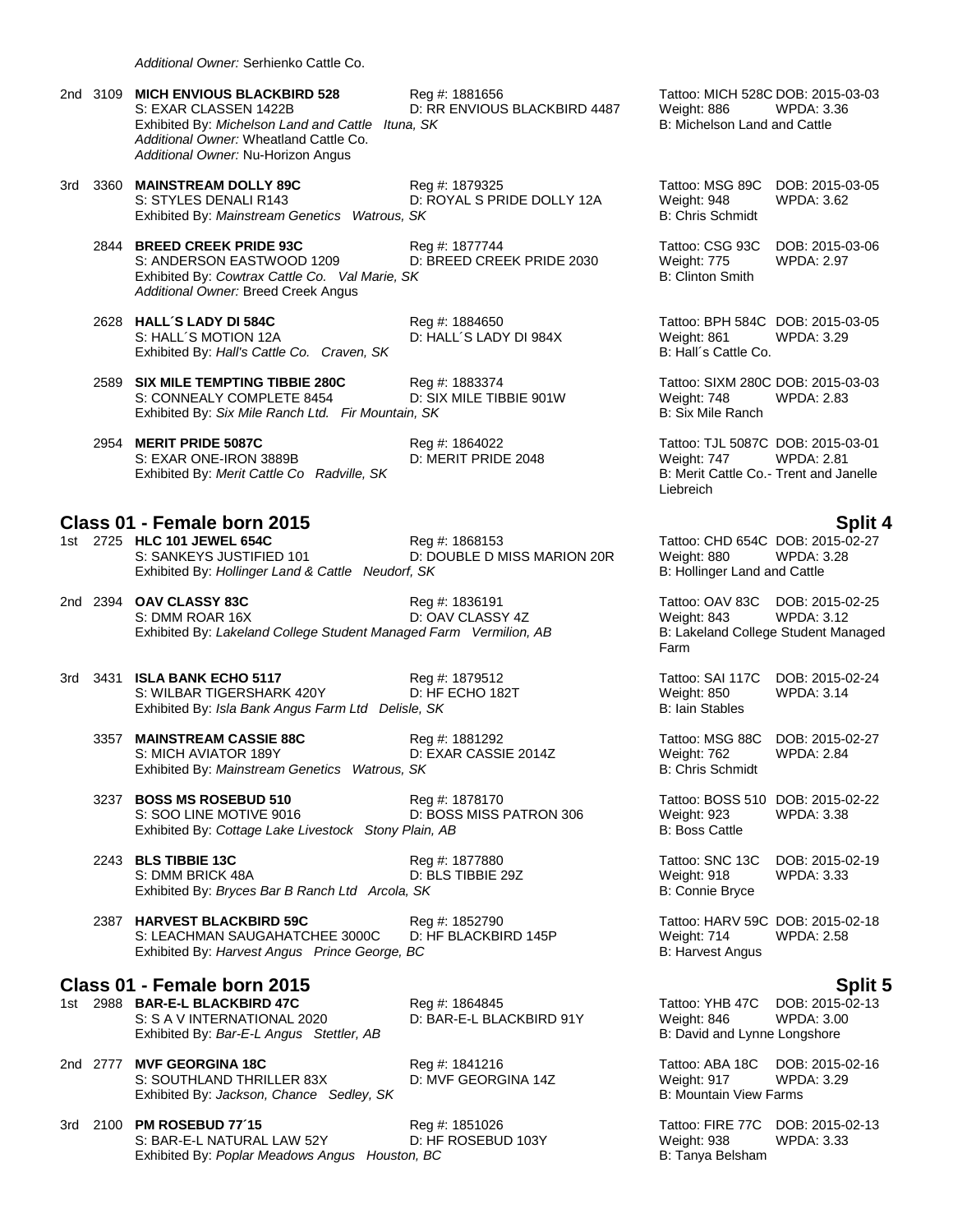*Additional Owner:* Serhienko Cattle Co.

2nd 3109 **MICH ENVIOUS BLACKBIRD 528** Reg #: 1881656 Tattoo: MICH 528C DOB: 2015-03-03
S: EXAR CLASSEN 1422B D: RR ENVIOUS BLACKBIRD 4487 Weight: 886 WPDA: 3.36
Exhibited By: *Michelson Land and Cattle Ituna, SK* B: Michelson Land and Cattle
*Additional Owner:* Wheatland Cattle Co.
*Additional Owner:* Nu-Horizon Angus

3rd 3360 **MAINSTREAM DOLLY 89C** Reg #: 1879325 Tattoo: MSG 89C DOB: 2015-03-05
S: STYLES DENALI R143 D: ROYAL S PRIDE DOLLY 12A Weight: 948 WPDA: 3.62
Exhibited By: *Mainstream Genetics Watrous, SK* B: Chris Schmidt

2844 **BREED CREEK PRIDE 93C** Reg #: 1877744 Tattoo: CSG 93C DOB: 2015-03-06
S: ANDERSON EASTWOOD 1209 D: BREED CREEK PRIDE 2030 Weight: 775 WPDA: 2.97
Exhibited By: *Cowtrax Cattle Co. Val Marie, SK* B: Clinton Smith
*Additional Owner:* Breed Creek Angus

2628 **HALL´S LADY DI 584C** Reg #: 1884650 Tattoo: BPH 584C DOB: 2015-03-05
S: HALL´S MOTION 12A D: HALL´S LADY DI 984X Weight: 861 WPDA: 3.29
Exhibited By: *Hall's Cattle Co. Craven, SK* B: Hall´s Cattle Co.

2589 **SIX MILE TEMPTING TIBBIE 280C** Reg #: 1883374 Tattoo: SIXM 280C DOB: 2015-03-03
S: CONNEALY COMPLETE 8454 D: SIX MILE TIBBIE 901W Weight: 748 WPDA: 2.83
Exhibited By: *Six Mile Ranch Ltd. Fir Mountain, SK* B: Six Mile Ranch

2954 **MERIT PRIDE 5087C** Reg #: 1864022 Tattoo: TJL 5087C DOB: 2015-03-01
S: EXAR ONE-IRON 3889B D: MERIT PRIDE 2048 Weight: 747 WPDA: 2.81
Exhibited By: *Merit Cattle Co Radville, SK* B: Merit Cattle Co.- Trent and Janelle Liebreich

## Class 01 - Female born 2015 — Split 4

1st 2725 **HLC 101 JEWEL 654C** Reg #: 1868153 Tattoo: CHD 654C DOB: 2015-02-27
S: SANKEYS JUSTIFIED 101 D: DOUBLE D MISS MARION 20R Weight: 880 WPDA: 3.28
Exhibited By: *Hollinger Land & Cattle Neudorf, SK* B: Hollinger Land and Cattle

2nd 2394 **OAV CLASSY 83C** Reg #: 1836191 Tattoo: OAV 83C DOB: 2015-02-25
S: DMM ROAR 16X D: OAV CLASSY 4Z Weight: 843 WPDA: 3.12
Exhibited By: *Lakeland College Student Managed Farm Vermilion, AB* B: Lakeland College Student Managed Farm

3rd 3431 **ISLA BANK ECHO 5117** Reg #: 1879512 Tattoo: SAI 117C DOB: 2015-02-24
S: WILBAR TIGERSHARK 420Y D: HF ECHO 182T Weight: 850 WPDA: 3.14
Exhibited By: *Isla Bank Angus Farm Ltd Delisle, SK* B: Iain Stables

3357 **MAINSTREAM CASSIE 88C** Reg #: 1881292 Tattoo: MSG 88C DOB: 2015-02-27
S: MICH AVIATOR 189Y D: EXAR CASSIE 2014Z Weight: 762 WPDA: 2.84
Exhibited By: *Mainstream Genetics Watrous, SK* B: Chris Schmidt

3237 **BOSS MS ROSEBUD 510** Reg #: 1878170 Tattoo: BOSS 510 DOB: 2015-02-22
S: SOO LINE MOTIVE 9016 D: BOSS MISS PATRON 306 Weight: 923 WPDA: 3.38
Exhibited By: *Cottage Lake Livestock Stony Plain, AB* B: Boss Cattle

2243 **BLS TIBBIE 13C** Reg #: 1877880 Tattoo: SNC 13C DOB: 2015-02-19
S: DMM BRICK 48A D: BLS TIBBIE 29Z Weight: 918 WPDA: 3.33
Exhibited By: *Bryces Bar B Ranch Ltd Arcola, SK* B: Connie Bryce

2387 **HARVEST BLACKBIRD 59C** Reg #: 1852790 Tattoo: HARV 59C DOB: 2015-02-18
S: LEACHMAN SAUGAHATCHEE 3000C D: HF BLACKBIRD 145P Weight: 714 WPDA: 2.58
Exhibited By: *Harvest Angus Prince George, BC* B: Harvest Angus

## Class 01 - Female born 2015 — Split 5

1st 2988 **BAR-E-L BLACKBIRD 47C** Reg #: 1864845 Tattoo: YHB 47C DOB: 2015-02-13
S: S A V INTERNATIONAL 2020 D: BAR-E-L BLACKBIRD 91Y Weight: 846 WPDA: 3.00
Exhibited By: *Bar-E-L Angus Stettler, AB* B: David and Lynne Longshore

2nd 2777 **MVF GEORGINA 18C** Reg #: 1841216 Tattoo: ABA 18C DOB: 2015-02-16
S: SOUTHLAND THRILLER 83X D: MVF GEORGINA 14Z Weight: 917 WPDA: 3.29
Exhibited By: *Jackson, Chance Sedley, SK* B: Mountain View Farms

3rd 2100 **PM ROSEBUD 77´15** Reg #: 1851026 Tattoo: FIRE 77C DOB: 2015-02-13
S: BAR-E-L NATURAL LAW 52Y D: HF ROSEBUD 103Y Weight: 938 WPDA: 3.33
Exhibited By: *Poplar Meadows Angus Houston, BC* B: Tanya Belsham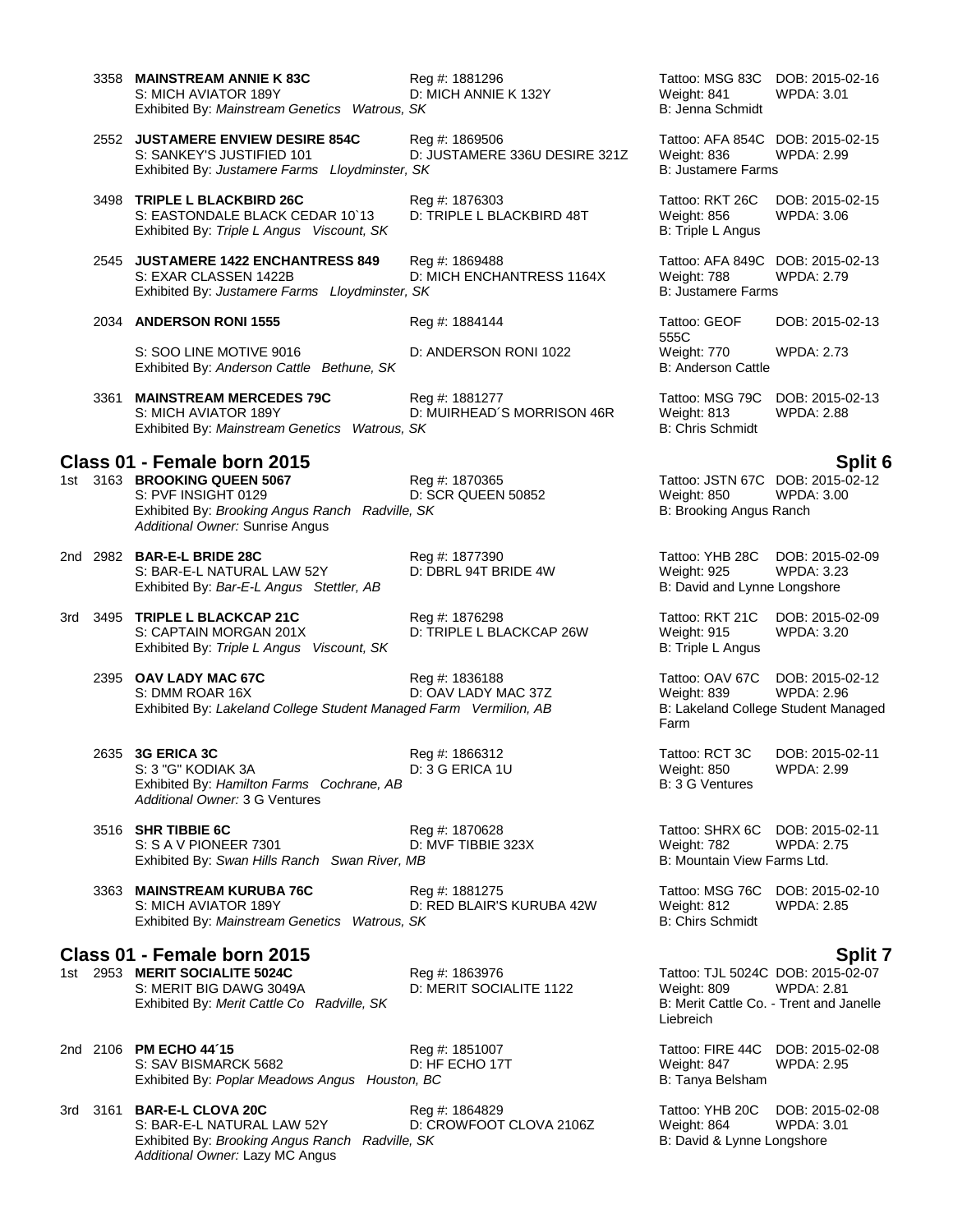3358 **MAINSTREAM ANNIE K 83C** Reg #: 1881296 Tattoo: MSG 83C DOB: 2015-02-16
S: MICH AVIATOR 189Y D: MICH ANNIE K 132Y Weight: 841 WPDA: 3.01
Exhibited By: *Mainstream Genetics Watrous, SK* B: Jenna Schmidt

2552 **JUSTAMERE ENVIEW DESIRE 854C** Reg #: 1869506 Tattoo: AFA 854C DOB: 2015-02-15
S: SANKEY'S JUSTIFIED 101 D: JUSTAMERE 336U DESIRE 321Z Weight: 836 WPDA: 2.99
Exhibited By: *Justamere Farms Lloydminster, SK* B: Justamere Farms

3498 **TRIPLE L BLACKBIRD 26C** Reg #: 1876303 Tattoo: RKT 26C DOB: 2015-02-15
S: EASTONDALE BLACK CEDAR 10`13 D: TRIPLE L BLACKBIRD 48T Weight: 856 WPDA: 3.06
Exhibited By: *Triple L Angus Viscount, SK* B: Triple L Angus

2545 **JUSTAMERE 1422 ENCHANTRESS 849** Reg #: 1869488 Tattoo: AFA 849C DOB: 2015-02-13
S: EXAR CLASSEN 1422B D: MICH ENCHANTRESS 1164X Weight: 788 WPDA: 2.79
Exhibited By: *Justamere Farms Lloydminster, SK* B: Justamere Farms

2034 **ANDERSON RONI 1555** Reg #: 1884144 Tattoo: GEOF 555C DOB: 2015-02-13
S: SOO LINE MOTIVE 9016 D: ANDERSON RONI 1022 Weight: 770 WPDA: 2.73
Exhibited By: *Anderson Cattle Bethune, SK* B: Anderson Cattle

3361 **MAINSTREAM MERCEDES 79C** Reg #: 1881277 Tattoo: MSG 79C DOB: 2015-02-13
S: MICH AVIATOR 189Y D: MUIRHEAD´S MORRISON 46R Weight: 813 WPDA: 2.88
Exhibited By: *Mainstream Genetics Watrous, SK* B: Chris Schmidt

## Class 01 - Female born 2015 — Split 6

1st 3163 **BROOKING QUEEN 5067** Reg #: 1870365 Tattoo: JSTN 67C DOB: 2015-02-12
S: PVF INSIGHT 0129 D: SCR QUEEN 50852 Weight: 850 WPDA: 3.00
Exhibited By: *Brooking Angus Ranch Radville, SK* B: Brooking Angus Ranch
*Additional Owner:* Sunrise Angus

2nd 2982 **BAR-E-L BRIDE 28C** Reg #: 1877390 Tattoo: YHB 28C DOB: 2015-02-09
S: BAR-E-L NATURAL LAW 52Y D: DBRL 94T BRIDE 4W Weight: 925 WPDA: 3.23
Exhibited By: *Bar-E-L Angus Stettler, AB* B: David and Lynne Longshore

3rd 3495 **TRIPLE L BLACKCAP 21C** Reg #: 1876298 Tattoo: RKT 21C DOB: 2015-02-09
S: CAPTAIN MORGAN 201X D: TRIPLE L BLACKCAP 26W Weight: 915 WPDA: 3.20
Exhibited By: *Triple L Angus Viscount, SK* B: Triple L Angus

2395 **OAV LADY MAC 67C** Reg #: 1836188 Tattoo: OAV 67C DOB: 2015-02-12
S: DMM ROAR 16X D: OAV LADY MAC 37Z Weight: 839 WPDA: 2.96
Exhibited By: *Lakeland College Student Managed Farm Vermilion, AB* B: Lakeland College Student Managed Farm

2635 **3G ERICA 3C** Reg #: 1866312 Tattoo: RCT 3C DOB: 2015-02-11
S: 3 "G" KODIAK 3A D: 3 G ERICA 1U Weight: 850 WPDA: 2.99
Exhibited By: *Hamilton Farms Cochrane, AB* B: 3 G Ventures
*Additional Owner:* 3 G Ventures

3516 **SHR TIBBIE 6C** Reg #: 1870628 Tattoo: SHRX 6C DOB: 2015-02-11
S: S A V PIONEER 7301 D: MVF TIBBIE 323X Weight: 782 WPDA: 2.75
Exhibited By: *Swan Hills Ranch Swan River, MB* B: Mountain View Farms Ltd.

3363 **MAINSTREAM KURUBA 76C** Reg #: 1881275 Tattoo: MSG 76C DOB: 2015-02-10
S: MICH AVIATOR 189Y D: RED BLAIR'S KURUBA 42W Weight: 812 WPDA: 2.85
Exhibited By: *Mainstream Genetics Watrous, SK* B: Chirs Schmidt

## Class 01 - Female born 2015 — Split 7

1st 2953 **MERIT SOCIALITE 5024C** Reg #: 1863976 Tattoo: TJL 5024C DOB: 2015-02-07
S: MERIT BIG DAWG 3049A D: MERIT SOCIALITE 1122 Weight: 809 WPDA: 2.81
Exhibited By: *Merit Cattle Co Radville, SK* B: Merit Cattle Co. - Trent and Janelle Liebreich

2nd 2106 **PM ECHO 44´15** Reg #: 1851007 Tattoo: FIRE 44C DOB: 2015-02-08
S: SAV BISMARCK 5682 D: HF ECHO 17T Weight: 847 WPDA: 2.95
Exhibited By: *Poplar Meadows Angus Houston, BC* B: Tanya Belsham

3rd 3161 **BAR-E-L CLOVA 20C** Reg #: 1864829 Tattoo: YHB 20C DOB: 2015-02-08
S: BAR-E-L NATURAL LAW 52Y D: CROWFOOT CLOVA 2106Z Weight: 864 WPDA: 3.01
Exhibited By: *Brooking Angus Ranch Radville, SK* B: David & Lynne Longshore
*Additional Owner:* Lazy MC Angus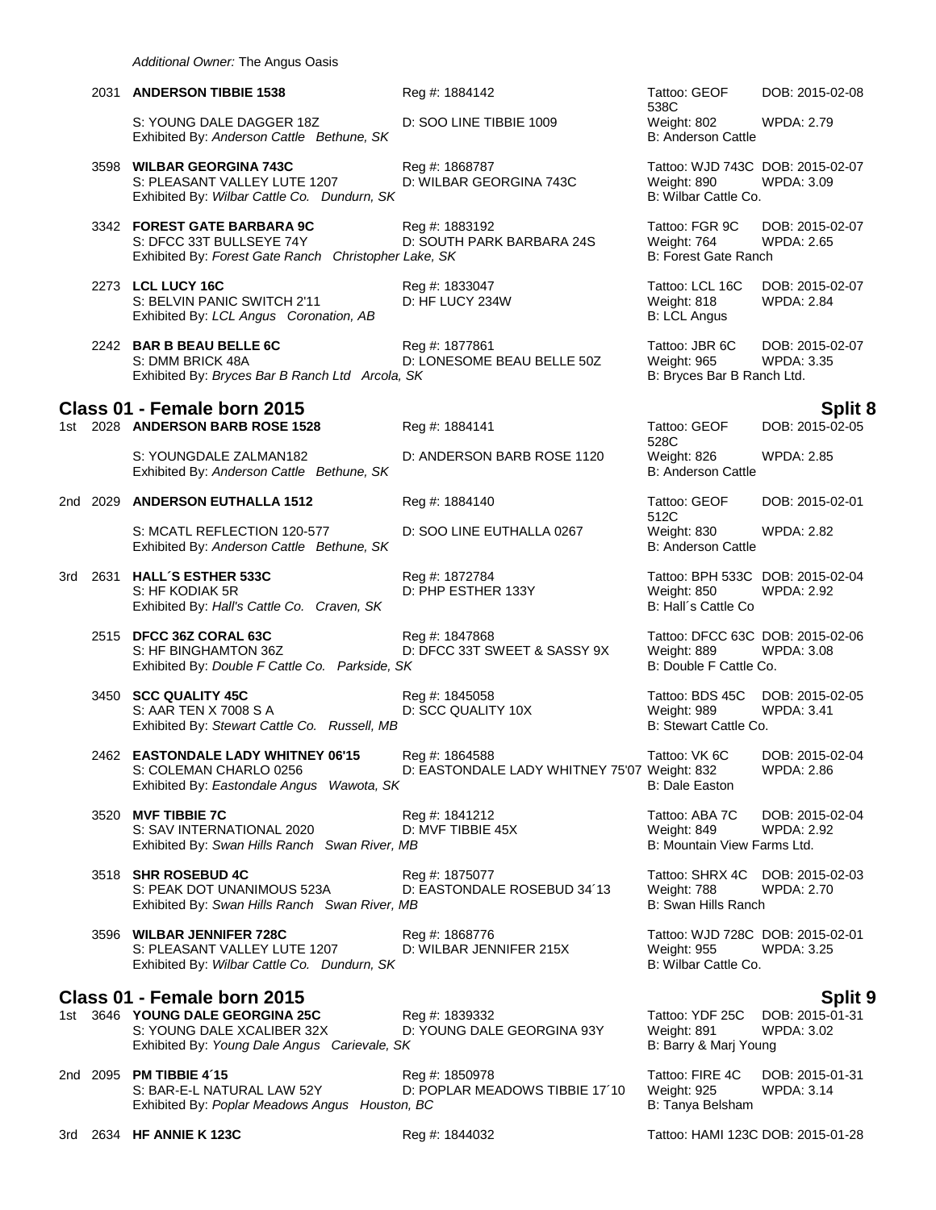*Additional Owner:* The Angus Oasis

2031 **ANDERSON TIBBIE 1538** Reg #: 1884142 Tattoo: GEOF 538C DOB: 2015-02-08
S: YOUNG DALE DAGGER 18Z D: SOO LINE TIBBIE 1009 Weight: 802 WPDA: 2.79
Exhibited By: *Anderson Cattle Bethune, SK* B: Anderson Cattle

3598 **WILBAR GEORGINA 743C** Reg #: 1868787 Tattoo: WJD 743C DOB: 2015-02-07
S: PLEASANT VALLEY LUTE 1207 D: WILBAR GEORGINA 743C Weight: 890 WPDA: 3.09
Exhibited By: *Wilbar Cattle Co. Dundurn, SK* B: Wilbar Cattle Co.

3342 **FOREST GATE BARBARA 9C** Reg #: 1883192 Tattoo: FGR 9C DOB: 2015-02-07
S: DFCC 33T BULLSEYE 74Y D: SOUTH PARK BARBARA 24S Weight: 764 WPDA: 2.65
Exhibited By: *Forest Gate Ranch Christopher Lake, SK* B: Forest Gate Ranch

2273 **LCL LUCY 16C** Reg #: 1833047 Tattoo: LCL 16C DOB: 2015-02-07
S: BELVIN PANIC SWITCH 2'11 D: HF LUCY 234W Weight: 818 WPDA: 2.84
Exhibited By: *LCL Angus Coronation, AB* B: LCL Angus

2242 **BAR B BEAU BELLE 6C** Reg #: 1877861 Tattoo: JBR 6C DOB: 2015-02-07
S: DMM BRICK 48A D: LONESOME BEAU BELLE 50Z Weight: 965 WPDA: 3.35
Exhibited By: *Bryces Bar B Ranch Ltd Arcola, SK* B: Bryces Bar B Ranch Ltd.

## Class 01 - Female born 2015 — Split 8

1st 2028 **ANDERSON BARB ROSE 1528** Reg #: 1884141 Tattoo: GEOF 528C DOB: 2015-02-05
S: YOUNGDALE ZALMAN182 D: ANDERSON BARB ROSE 1120 Weight: 826 WPDA: 2.85
Exhibited By: *Anderson Cattle Bethune, SK* B: Anderson Cattle

2nd 2029 **ANDERSON EUTHALLA 1512** Reg #: 1884140 Tattoo: GEOF 512C DOB: 2015-02-01
S: MCATL REFLECTION 120-577 D: SOO LINE EUTHALLA 0267 Weight: 830 WPDA: 2.82
Exhibited By: *Anderson Cattle Bethune, SK* B: Anderson Cattle

3rd 2631 **HALL´S ESTHER 533C** Reg #: 1872784 Tattoo: BPH 533C DOB: 2015-02-04
S: HF KODIAK 5R D: PHP ESTHER 133Y Weight: 850 WPDA: 2.92
Exhibited By: *Hall's Cattle Co. Craven, SK* B: Hall´s Cattle Co

2515 **DFCC 36Z CORAL 63C** Reg #: 1847868 Tattoo: DFCC 63C DOB: 2015-02-06
S: HF BINGHAMTON 36Z D: DFCC 33T SWEET & SASSY 9X Weight: 889 WPDA: 3.08
Exhibited By: *Double F Cattle Co. Parkside, SK* B: Double F Cattle Co.

3450 **SCC QUALITY 45C** Reg #: 1845058 Tattoo: BDS 45C DOB: 2015-02-05
S: AAR TEN X 7008 S A D: SCC QUALITY 10X Weight: 989 WPDA: 3.41
Exhibited By: *Stewart Cattle Co. Russell, MB* B: Stewart Cattle Co.

2462 **EASTONDALE LADY WHITNEY 06'15** Reg #: 1864588 Tattoo: VK 6C DOB: 2015-02-04
S: COLEMAN CHARLO 0256 D: EASTONDALE LADY WHITNEY 75'07 Weight: 832 WPDA: 2.86
Exhibited By: *Eastondale Angus Wawota, SK* B: Dale Easton

3520 **MVF TIBBIE 7C** Reg #: 1841212 Tattoo: ABA 7C DOB: 2015-02-04
S: SAV INTERNATIONAL 2020 D: MVF TIBBIE 45X Weight: 849 WPDA: 2.92
Exhibited By: *Swan Hills Ranch Swan River, MB* B: Mountain View Farms Ltd.

3518 **SHR ROSEBUD 4C** Reg #: 1875077 Tattoo: SHRX 4C DOB: 2015-02-03
S: PEAK DOT UNANIMOUS 523A D: EASTONDALE ROSEBUD 34´13 Weight: 788 WPDA: 2.70
Exhibited By: *Swan Hills Ranch Swan River, MB* B: Swan Hills Ranch

3596 **WILBAR JENNIFER 728C** Reg #: 1868776 Tattoo: WJD 728C DOB: 2015-02-01
S: PLEASANT VALLEY LUTE 1207 D: WILBAR JENNIFER 215X Weight: 955 WPDA: 3.25
Exhibited By: *Wilbar Cattle Co. Dundurn, SK* B: Wilbar Cattle Co.

## Class 01 - Female born 2015 — Split 9

1st 3646 **YOUNG DALE GEORGINA 25C** Reg #: 1839332 Tattoo: YDF 25C DOB: 2015-01-31
S: YOUNG DALE XCALIBER 32X D: YOUNG DALE GEORGINA 93Y Weight: 891 WPDA: 3.02
Exhibited By: *Young Dale Angus Carievale, SK* B: Barry & Marj Young

2nd 2095 **PM TIBBIE 4´15** Reg #: 1850978 Tattoo: FIRE 4C DOB: 2015-01-31
S: BAR-E-L NATURAL LAW 52Y D: POPLAR MEADOWS TIBBIE 17´10 Weight: 925 WPDA: 3.14
Exhibited By: *Poplar Meadows Angus Houston, BC* B: Tanya Belsham

3rd 2634 **HF ANNIE K 123C** Reg #: 1844032 Tattoo: HAMI 123C DOB: 2015-01-28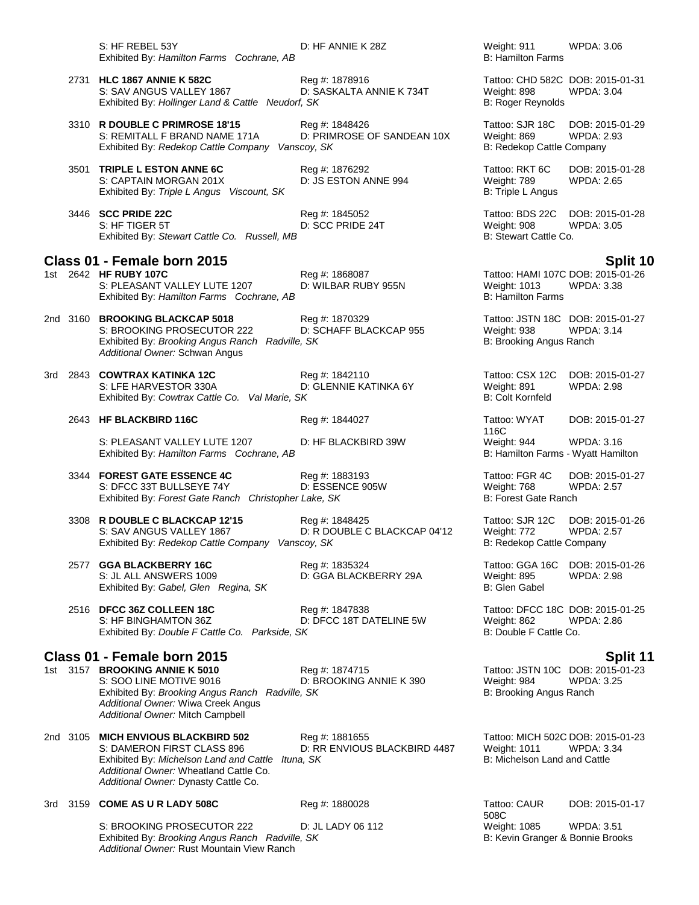S: HF REBEL 53Y | D: HF ANNIE K 28Z | Weight: 911 | WPDA: 3.06
Exhibited By: *Hamilton Farms Cochrane, AB* | B: Hamilton Farms

2731 **HLC 1867 ANNIE K 582C** | Reg #: 1878916 | Tattoo: CHD 582C | DOB: 2015-01-31
S: SAV ANGUS VALLEY 1867 | D: SASKALTA ANNIE K 734T | Weight: 898 | WPDA: 3.04
Exhibited By: *Hollinger Land & Cattle Neudorf, SK* | B: Roger Reynolds

3310 **R DOUBLE C PRIMROSE 18'15** | Reg #: 1848426 | Tattoo: SJR 18C | DOB: 2015-01-29
S: REMITALL F BRAND NAME 171A | D: PRIMROSE OF SANDEAN 10X | Weight: 869 | WPDA: 2.93
Exhibited By: *Redekop Cattle Company Vanscoy, SK* | B: Redekop Cattle Company

3501 **TRIPLE L ESTON ANNE 6C** | Reg #: 1876292 | Tattoo: RKT 6C | DOB: 2015-01-28
S: CAPTAIN MORGAN 201X | D: JS ESTON ANNE 994 | Weight: 789 | WPDA: 2.65
Exhibited By: *Triple L Angus Viscount, SK* | B: Triple L Angus

3446 **SCC PRIDE 22C** | Reg #: 1845052 | Tattoo: BDS 22C | DOB: 2015-01-28
S: HF TIGER 5T | D: SCC PRIDE 24T | Weight: 908 | WPDA: 3.05
Exhibited By: *Stewart Cattle Co. Russell, MB* | B: Stewart Cattle Co.

## Class 01 - Female born 2015 — Split 10

1st 2642 **HF RUBY 107C** | Reg #: 1868087 | Tattoo: HAMI 107C | DOB: 2015-01-26
S: PLEASANT VALLEY LUTE 1207 | D: WILBAR RUBY 955N | Weight: 1013 | WPDA: 3.38
Exhibited By: *Hamilton Farms Cochrane, AB* | B: Hamilton Farms

2nd 3160 **BROOKING BLACKCAP 5018** | Reg #: 1870329 | Tattoo: JSTN 18C | DOB: 2015-01-27
S: BROOKING PROSECUTOR 222 | D: SCHAFF BLACKCAP 955 | Weight: 938 | WPDA: 3.14
Exhibited By: *Brooking Angus Ranch Radville, SK* | B: Brooking Angus Ranch
*Additional Owner:* Schwan Angus

3rd 2843 **COWTRAX KATINKA 12C** | Reg #: 1842110 | Tattoo: CSX 12C | DOB: 2015-01-27
S: LFE HARVESTOR 330A | D: GLENNIE KATINKA 6Y | Weight: 891 | WPDA: 2.98
Exhibited By: *Cowtrax Cattle Co. Val Marie, SK* | B: Colt Kornfeld

2643 **HF BLACKBIRD 116C** | Reg #: 1844027 | Tattoo: WYAT 116C | DOB: 2015-01-27
S: PLEASANT VALLEY LUTE 1207 | D: HF BLACKBIRD 39W | Weight: 944 | WPDA: 3.16
Exhibited By: *Hamilton Farms Cochrane, AB* | B: Hamilton Farms - Wyatt Hamilton

3344 **FOREST GATE ESSENCE 4C** | Reg #: 1883193 | Tattoo: FGR 4C | DOB: 2015-01-27
S: DFCC 33T BULLSEYE 74Y | D: ESSENCE 905W | Weight: 768 | WPDA: 2.57
Exhibited By: *Forest Gate Ranch Christopher Lake, SK* | B: Forest Gate Ranch

3308 **R DOUBLE C BLACKCAP 12'15** | Reg #: 1848425 | Tattoo: SJR 12C | DOB: 2015-01-26
S: SAV ANGUS VALLEY 1867 | D: R DOUBLE C BLACKCAP 04'12 | Weight: 772 | WPDA: 2.57
Exhibited By: *Redekop Cattle Company Vanscoy, SK* | B: Redekop Cattle Company

2577 **GGA BLACKBERRY 16C** | Reg #: 1835324 | Tattoo: GGA 16C | DOB: 2015-01-26
S: JL ALL ANSWERS 1009 | D: GGA BLACKBERRY 29A | Weight: 895 | WPDA: 2.98
Exhibited By: *Gabel, Glen Regina, SK* | B: Glen Gabel

2516 **DFCC 36Z COLLEEN 18C** | Reg #: 1847838 | Tattoo: DFCC 18C | DOB: 2015-01-25
S: HF BINGHAMTON 36Z | D: DFCC 18T DATELINE 5W | Weight: 862 | WPDA: 2.86
Exhibited By: *Double F Cattle Co. Parkside, SK* | B: Double F Cattle Co.

## Class 01 - Female born 2015 — Split 11

1st 3157 **BROOKING ANNIE K 5010** | Reg #: 1874715 | Tattoo: JSTN 10C | DOB: 2015-01-23
S: SOO LINE MOTIVE 9016 | D: BROOKING ANNIE K 390 | Weight: 984 | WPDA: 3.25
Exhibited By: *Brooking Angus Ranch Radville, SK* | B: Brooking Angus Ranch
*Additional Owner:* Wiwa Creek Angus
*Additional Owner:* Mitch Campbell

2nd 3105 **MICH ENVIOUS BLACKBIRD 502** | Reg #: 1881655 | Tattoo: MICH 502C | DOB: 2015-01-23
S: DAMERON FIRST CLASS 896 | D: RR ENVIOUS BLACKBIRD 4487 | Weight: 1011 | WPDA: 3.34
Exhibited By: *Michelson Land and Cattle Ituna, SK* | B: Michelson Land and Cattle
*Additional Owner:* Wheatland Cattle Co.
*Additional Owner:* Dynasty Cattle Co.

3rd 3159 **COME AS U R LADY 508C** | Reg #: 1880028 | Tattoo: CAUR 508C | DOB: 2015-01-17
S: BROOKING PROSECUTOR 222 | D: JL LADY 06 112 | Weight: 1085 | WPDA: 3.51
Exhibited By: *Brooking Angus Ranch Radville, SK* | B: Kevin Granger & Bonnie Brooks
*Additional Owner:* Rust Mountain View Ranch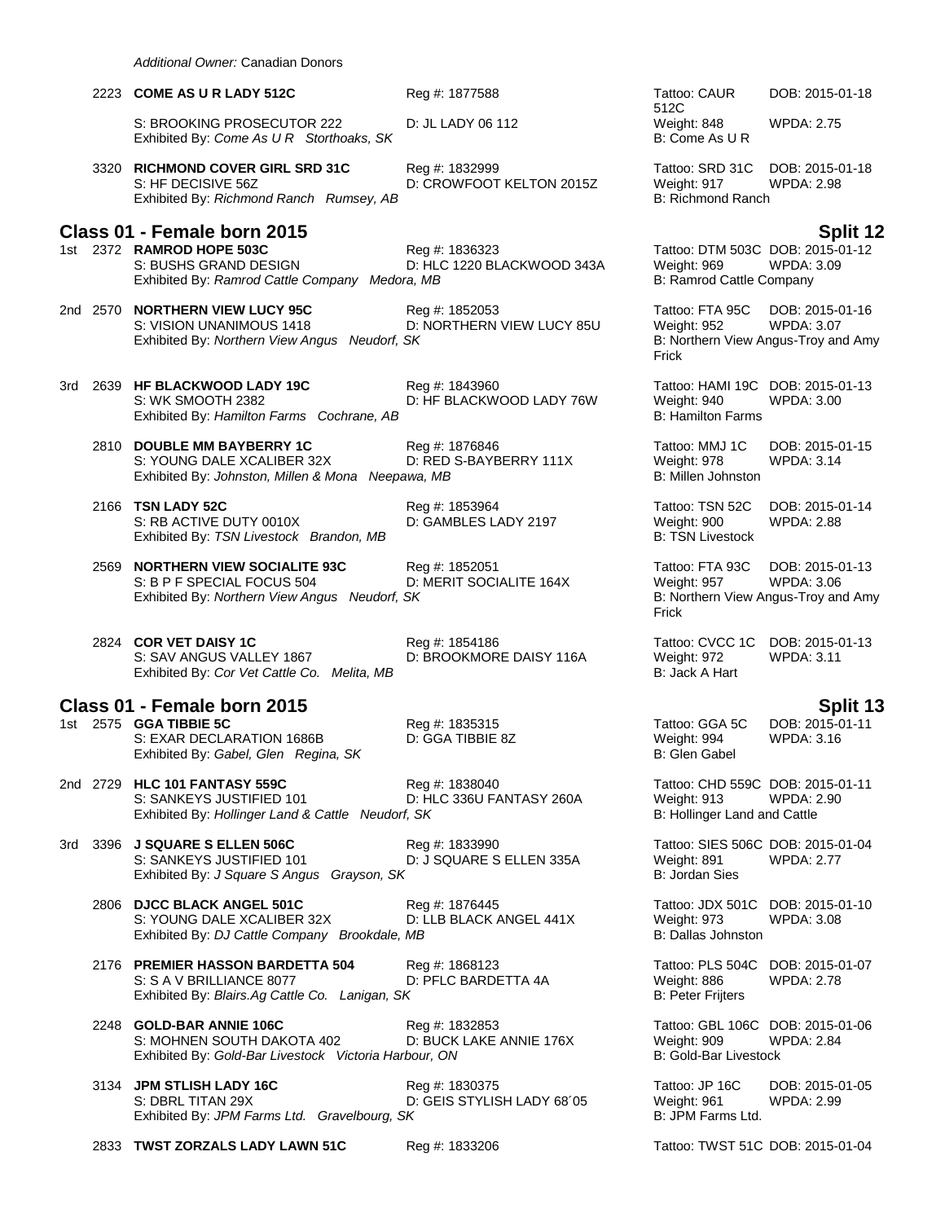*Additional Owner:* Canadian Donors

2223 **COME AS U R LADY 512C** Reg #: 1877588 Tattoo: CAUR 512C DOB: 2015-01-18
S: BROOKING PROSECUTOR 222 D: JL LADY 06 112 Weight: 848 WPDA: 2.75
Exhibited By: *Come As U R Storthoaks, SK* B: Come As U R

3320 **RICHMOND COVER GIRL SRD 31C** Reg #: 1832999 Tattoo: SRD 31C DOB: 2015-01-18
S: HF DECISIVE 56Z D: CROWFOOT KELTON 2015Z Weight: 917 WPDA: 2.98
Exhibited By: *Richmond Ranch Rumsey, AB* B: Richmond Ranch

## Class 01 - Female born 2015 Split 12

1st 2372 **RAMROD HOPE 503C** Reg #: 1836323 Tattoo: DTM 503C DOB: 2015-01-12
S: BUSHS GRAND DESIGN D: HLC 1220 BLACKWOOD 343A Weight: 969 WPDA: 3.09
Exhibited By: *Ramrod Cattle Company Medora, MB* B: Ramrod Cattle Company

2nd 2570 **NORTHERN VIEW LUCY 95C** Reg #: 1852053 Tattoo: FTA 95C DOB: 2015-01-16
S: VISION UNANIMOUS 1418 D: NORTHERN VIEW LUCY 85U Weight: 952 WPDA: 3.07
Exhibited By: *Northern View Angus Neudorf, SK* B: Northern View Angus-Troy and Amy Frick

3rd 2639 **HF BLACKWOOD LADY 19C** Reg #: 1843960 Tattoo: HAMI 19C DOB: 2015-01-13
S: WK SMOOTH 2382 D: HF BLACKWOOD LADY 76W Weight: 940 WPDA: 3.00
Exhibited By: *Hamilton Farms Cochrane, AB* B: Hamilton Farms

2810 **DOUBLE MM BAYBERRY 1C** Reg #: 1876846 Tattoo: MMJ 1C DOB: 2015-01-15
S: YOUNG DALE XCALIBER 32X D: RED S-BAYBERRY 111X Weight: 978 WPDA: 3.14
Exhibited By: *Johnston, Millen & Mona Neepawa, MB* B: Millen Johnston

2166 **TSN LADY 52C** Reg #: 1853964 Tattoo: TSN 52C DOB: 2015-01-14
S: RB ACTIVE DUTY 0010X D: GAMBLES LADY 2197 Weight: 900 WPDA: 2.88
Exhibited By: *TSN Livestock Brandon, MB* B: TSN Livestock

2569 **NORTHERN VIEW SOCIALITE 93C** Reg #: 1852051 Tattoo: FTA 93C DOB: 2015-01-13
S: B P F SPECIAL FOCUS 504 D: MERIT SOCIALITE 164X Weight: 957 WPDA: 3.06
Exhibited By: *Northern View Angus Neudorf, SK* B: Northern View Angus-Troy and Amy Frick

2824 **COR VET DAISY 1C** Reg #: 1854186 Tattoo: CVCC 1C DOB: 2015-01-13
S: SAV ANGUS VALLEY 1867 D: BROOKMORE DAISY 116A Weight: 972 WPDA: 3.11
Exhibited By: *Cor Vet Cattle Co. Melita, MB* B: Jack A Hart

## Class 01 - Female born 2015 Split 13

1st 2575 **GGA TIBBIE 5C** Reg #: 1835315 Tattoo: GGA 5C DOB: 2015-01-11
S: EXAR DECLARATION 1686B D: GGA TIBBIE 8Z Weight: 994 WPDA: 3.16
Exhibited By: *Gabel, Glen Regina, SK* B: Glen Gabel

2nd 2729 **HLC 101 FANTASY 559C** Reg #: 1838040 Tattoo: CHD 559C DOB: 2015-01-11
S: SANKEYS JUSTIFIED 101 D: HLC 336U FANTASY 260A Weight: 913 WPDA: 2.90
Exhibited By: *Hollinger Land & Cattle Neudorf, SK* B: Hollinger Land and Cattle

3rd 3396 **J SQUARE S ELLEN 506C** Reg #: 1833990 Tattoo: SIES 506C DOB: 2015-01-04
S: SANKEYS JUSTIFIED 101 D: J SQUARE S ELLEN 335A Weight: 891 WPDA: 2.77
Exhibited By: *J Square S Angus Grayson, SK* B: Jordan Sies

2806 **DJCC BLACK ANGEL 501C** Reg #: 1876445 Tattoo: JDX 501C DOB: 2015-01-10
S: YOUNG DALE XCALIBER 32X D: LLB BLACK ANGEL 441X Weight: 973 WPDA: 3.08
Exhibited By: *DJ Cattle Company Brookdale, MB* B: Dallas Johnston

2176 **PREMIER HASSON BARDETTA 504** Reg #: 1868123 Tattoo: PLS 504C DOB: 2015-01-07
S: S A V BRILLIANCE 8077 D: PFLC BARDETTA 4A Weight: 886 WPDA: 2.78
Exhibited By: *Blairs.Ag Cattle Co. Lanigan, SK* B: Peter Frijters

2248 **GOLD-BAR ANNIE 106C** Reg #: 1832853 Tattoo: GBL 106C DOB: 2015-01-06
S: MOHNEN SOUTH DAKOTA 402 D: BUCK LAKE ANNIE 176X Weight: 909 WPDA: 2.84
Exhibited By: *Gold-Bar Livestock Victoria Harbour, ON* B: Gold-Bar Livestock

3134 **JPM STLISH LADY 16C** Reg #: 1830375 Tattoo: JP 16C DOB: 2015-01-05
S: DBRL TITAN 29X D: GEIS STYLISH LADY 68´05 Weight: 961 WPDA: 2.99
Exhibited By: *JPM Farms Ltd. Gravelbourg, SK* B: JPM Farms Ltd.

2833 **TWST ZORZALS LADY LAWN 51C** Reg #: 1833206 Tattoo: TWST 51C DOB: 2015-01-04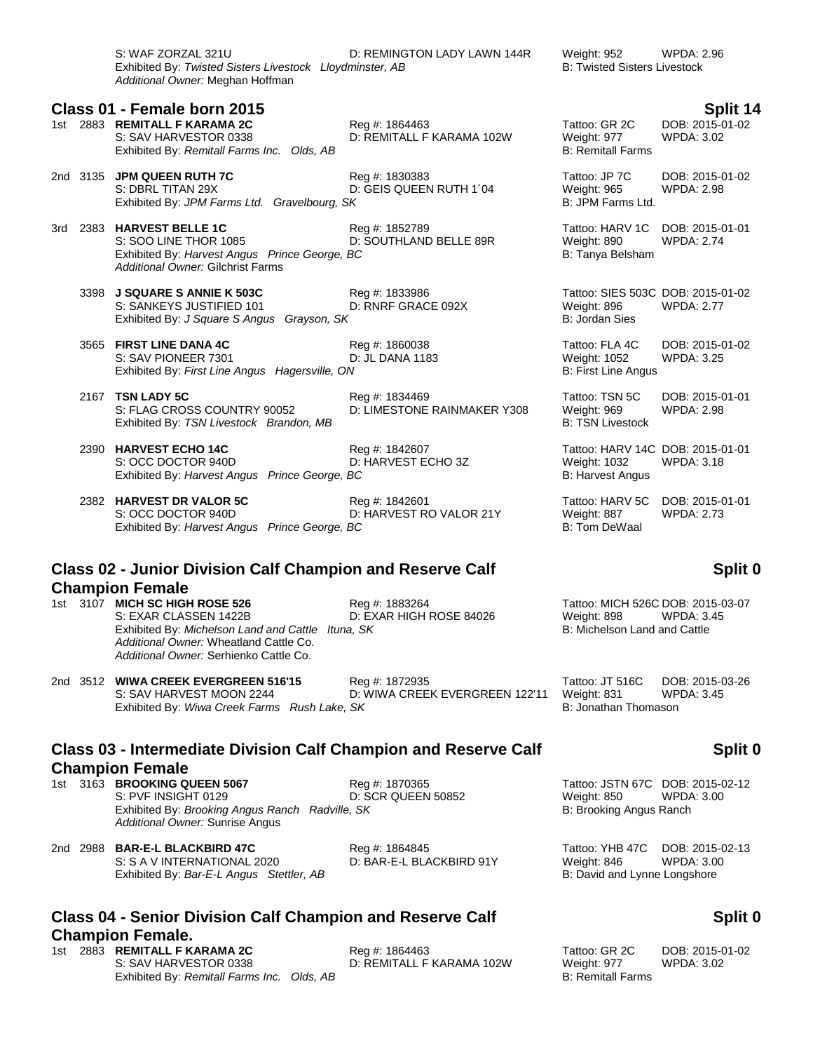S: WAF ZORZAL 321U | D: REMINGTON LADY LAWN 144R | Weight: 952 | WPDA: 2.96
Exhibited By: *Twisted Sisters Livestock Lloydminster, AB* | B: Twisted Sisters Livestock
*Additional Owner:* Meghan Hoffman

## Class 01 - Female born 2015 — Split 14

1st 2883 **REMITALL F KARAMA 2C** | Reg #: 1864463 | Tattoo: GR 2C | DOB: 2015-01-02
S: SAV HARVESTOR 0338 | D: REMITALL F KARAMA 102W | Weight: 977 | WPDA: 3.02
Exhibited By: *Remitall Farms Inc. Olds, AB* | B: Remitall Farms

2nd 3135 **JPM QUEEN RUTH 7C** | Reg #: 1830383 | Tattoo: JP 7C | DOB: 2015-01-02
S: DBRL TITAN 29X | D: GEIS QUEEN RUTH 1´04 | Weight: 965 | WPDA: 2.98
Exhibited By: *JPM Farms Ltd. Gravelbourg, SK* | B: JPM Farms Ltd.

3rd 2383 **HARVEST BELLE 1C** | Reg #: 1852789 | Tattoo: HARV 1C | DOB: 2015-01-01
S: SOO LINE THOR 1085 | D: SOUTHLAND BELLE 89R | Weight: 890 | WPDA: 2.74
Exhibited By: *Harvest Angus Prince George, BC* | B: Tanya Belsham
*Additional Owner:* Gilchrist Farms

3398 **J SQUARE S ANNIE K 503C** | Reg #: 1833986 | Tattoo: SIES 503C | DOB: 2015-01-02
S: SANKEYS JUSTIFIED 101 | D: RNRF GRACE 092X | Weight: 896 | WPDA: 2.77
Exhibited By: *J Square S Angus Grayson, SK* | B: Jordan Sies

3565 **FIRST LINE DANA 4C** | Reg #: 1860038 | Tattoo: FLA 4C | DOB: 2015-01-02
S: SAV PIONEER 7301 | D: JL DANA 1183 | Weight: 1052 | WPDA: 3.25
Exhibited By: *First Line Angus Hagersville, ON* | B: First Line Angus

2167 **TSN LADY 5C** | Reg #: 1834469 | Tattoo: TSN 5C | DOB: 2015-01-01
S: FLAG CROSS COUNTRY 90052 | D: LIMESTONE RAINMAKER Y308 | Weight: 969 | WPDA: 2.98
Exhibited By: *TSN Livestock Brandon, MB* | B: TSN Livestock

2390 **HARVEST ECHO 14C** | Reg #: 1842607 | Tattoo: HARV 14C | DOB: 2015-01-01
S: OCC DOCTOR 940D | D: HARVEST ECHO 3Z | Weight: 1032 | WPDA: 3.18
Exhibited By: *Harvest Angus Prince George, BC* | B: Harvest Angus

2382 **HARVEST DR VALOR 5C** | Reg #: 1842601 | Tattoo: HARV 5C | DOB: 2015-01-01
S: OCC DOCTOR 940D | D: HARVEST RO VALOR 21Y | Weight: 887 | WPDA: 2.73
Exhibited By: *Harvest Angus Prince George, BC* | B: Tom DeWaal

## Class 02 - Junior Division Calf Champion and Reserve Calf Champion Female — Split 0

1st 3107 **MICH SC HIGH ROSE 526** | Reg #: 1883264 | Tattoo: MICH 526C | DOB: 2015-03-07
S: EXAR CLASSEN 1422B | D: EXAR HIGH ROSE 84026 | Weight: 898 | WPDA: 3.45
Exhibited By: *Michelson Land and Cattle Ituna, SK* | B: Michelson Land and Cattle
*Additional Owner:* Wheatland Cattle Co.
*Additional Owner:* Serhienko Cattle Co.

2nd 3512 **WIWA CREEK EVERGREEN 516'15** | Reg #: 1872935 | Tattoo: JT 516C | DOB: 2015-03-26
S: SAV HARVEST MOON 2244 | D: WIWA CREEK EVERGREEN 122'11 | Weight: 831 | WPDA: 3.45
Exhibited By: *Wiwa Creek Farms Rush Lake, SK* | B: Jonathan Thomason

## Class 03 - Intermediate Division Calf Champion and Reserve Calf Champion Female — Split 0

1st 3163 **BROOKING QUEEN 5067** | Reg #: 1870365 | Tattoo: JSTN 67C | DOB: 2015-02-12
S: PVF INSIGHT 0129 | D: SCR QUEEN 50852 | Weight: 850 | WPDA: 3.00
Exhibited By: *Brooking Angus Ranch Radville, SK* | B: Brooking Angus Ranch
*Additional Owner:* Sunrise Angus

2nd 2988 **BAR-E-L BLACKBIRD 47C** | Reg #: 1864845 | Tattoo: YHB 47C | DOB: 2015-02-13
S: S A V INTERNATIONAL 2020 | D: BAR-E-L BLACKBIRD 91Y | Weight: 846 | WPDA: 3.00
Exhibited By: *Bar-E-L Angus Stettler, AB* | B: David and Lynne Longshore

## Class 04 - Senior Division Calf Champion and Reserve Calf Champion Female. — Split 0

1st 2883 **REMITALL F KARAMA 2C** | Reg #: 1864463 | Tattoo: GR 2C | DOB: 2015-01-02
S: SAV HARVESTOR 0338 | D: REMITALL F KARAMA 102W | Weight: 977 | WPDA: 3.02
Exhibited By: *Remitall Farms Inc. Olds, AB* | B: Remitall Farms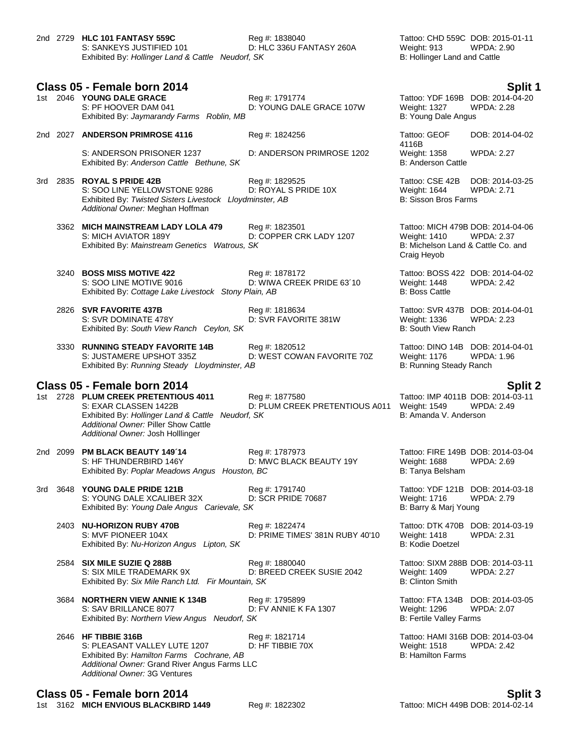2nd 2729 **HLC 101 FANTASY 559C** Reg #: 1838040 Tattoo: CHD 559C DOB: 2015-01-11
S: SANKEYS JUSTIFIED 101 D: HLC 336U FANTASY 260A Weight: 913 WPDA: 2.90
Exhibited By: *Hollinger Land & Cattle Neudorf, SK* B: Hollinger Land and Cattle

## Class 05 - Female born 2014 — Split 1

1st 2046 **YOUNG DALE GRACE** Reg #: 1791774 Tattoo: YDF 169B DOB: 2014-04-20
S: PF HOOVER DAM 041 D: YOUNG DALE GRACE 107W Weight: 1327 WPDA: 2.28
Exhibited By: *Jaymarandy Farms Roblin, MB* B: Young Dale Angus

2nd 2027 **ANDERSON PRIMROSE 4116** Reg #: 1824256 Tattoo: GEOF 4116B DOB: 2014-04-02
S: ANDERSON PRISONER 1237 D: ANDERSON PRIMROSE 1202 Weight: 1358 WPDA: 2.27
Exhibited By: *Anderson Cattle Bethune, SK* B: Anderson Cattle

3rd 2835 **ROYAL S PRIDE 42B** Reg #: 1829525 Tattoo: CSE 42B DOB: 2014-03-25
S: SOO LINE YELLOWSTONE 9286 D: ROYAL S PRIDE 10X Weight: 1644 WPDA: 2.71
Exhibited By: *Twisted Sisters Livestock Lloydminster, AB* B: Sisson Bros Farms
*Additional Owner:* Meghan Hoffman

3362 **MICH MAINSTREAM LADY LOLA 479** Reg #: 1823501 Tattoo: MICH 479B DOB: 2014-04-06
S: MICH AVIATOR 189Y D: COPPER CRK LADY 1207 Weight: 1410 WPDA: 2.37
Exhibited By: *Mainstream Genetics Watrous, SK* B: Michelson Land & Cattle Co. and Craig Heyob

3240 **BOSS MISS MOTIVE 422** Reg #: 1878172 Tattoo: BOSS 422 DOB: 2014-04-02
S: SOO LINE MOTIVE 9016 D: WIWA CREEK PRIDE 63´10 Weight: 1448 WPDA: 2.42
Exhibited By: *Cottage Lake Livestock Stony Plain, AB* B: Boss Cattle

2826 **SVR FAVORITE 437B** Reg #: 1818634 Tattoo: SVR 437B DOB: 2014-04-01
S: SVR DOMINATE 478Y D: SVR FAVORITE 381W Weight: 1336 WPDA: 2.23
Exhibited By: *South View Ranch Ceylon, SK* B: South View Ranch

3330 **RUNNING STEADY FAVORITE 14B** Reg #: 1820512 Tattoo: DINO 14B DOB: 2014-04-01
S: JUSTAMERE UPSHOT 335Z D: WEST COWAN FAVORITE 70Z Weight: 1176 WPDA: 1.96
Exhibited By: *Running Steady Lloydminster, AB* B: Running Steady Ranch

## Class 05 - Female born 2014 — Split 2

1st 2728 **PLUM CREEK PRETENTIOUS 4011** Reg #: 1877580 Tattoo: IMP 4011B DOB: 2014-03-11
S: EXAR CLASSEN 1422B D: PLUM CREEK PRETENTIOUS A011 Weight: 1549 WPDA: 2.49
Exhibited By: *Hollinger Land & Cattle Neudorf, SK* B: Amanda V. Anderson
*Additional Owner:* Piller Show Cattle
*Additional Owner:* Josh Holllinger

2nd 2099 **PM BLACK BEAUTY 149´14** Reg #: 1787973 Tattoo: FIRE 149B DOB: 2014-03-04
S: HF THUNDERBIRD 146Y D: MWC BLACK BEAUTY 19Y Weight: 1688 WPDA: 2.69
Exhibited By: *Poplar Meadows Angus Houston, BC* B: Tanya Belsham

3rd 3648 **YOUNG DALE PRIDE 121B** Reg #: 1791740 Tattoo: YDF 121B DOB: 2014-03-18
S: YOUNG DALE XCALIBER 32X D: SCR PRIDE 70687 Weight: 1716 WPDA: 2.79
Exhibited By: *Young Dale Angus Carievale, SK* B: Barry & Marj Young

2403 **NU-HORIZON RUBY 470B** Reg #: 1822474 Tattoo: DTK 470B DOB: 2014-03-19
S: MVF PIONEER 104X D: PRIME TIMES' 381N RUBY 40'10 Weight: 1418 WPDA: 2.31
Exhibited By: *Nu-Horizon Angus Lipton, SK* B: Kodie Doetzel

2584 **SIX MILE SUZIE Q 288B** Reg #: 1880040 Tattoo: SIXM 288B DOB: 2014-03-11
S: SIX MILE TRADEMARK 9X D: BREED CREEK SUSIE 2042 Weight: 1409 WPDA: 2.27
Exhibited By: *Six Mile Ranch Ltd. Fir Mountain, SK* B: Clinton Smith

3684 **NORTHERN VIEW ANNIE K 134B** Reg #: 1795899 Tattoo: FTA 134B DOB: 2014-03-05
S: SAV BRILLANCE 8077 D: FV ANNIE K FA 1307 Weight: 1296 WPDA: 2.07
Exhibited By: *Northern View Angus Neudorf, SK* B: Fertile Valley Farms

2646 **HF TIBBIE 316B** Reg #: 1821714 Tattoo: HAMI 316B DOB: 2014-03-04
S: PLEASANT VALLEY LUTE 1207 D: HF TIBBIE 70X Weight: 1518 WPDA: 2.42
Exhibited By: *Hamilton Farms Cochrane, AB* B: Hamilton Farms
*Additional Owner:* Grand River Angus Farms LLC
*Additional Owner:* 3G Ventures

## Class 05 - Female born 2014 — Split 3

1st 3162 **MICH ENVIOUS BLACKBIRD 1449** Reg #: 1822302 Tattoo: MICH 449B DOB: 2014-02-14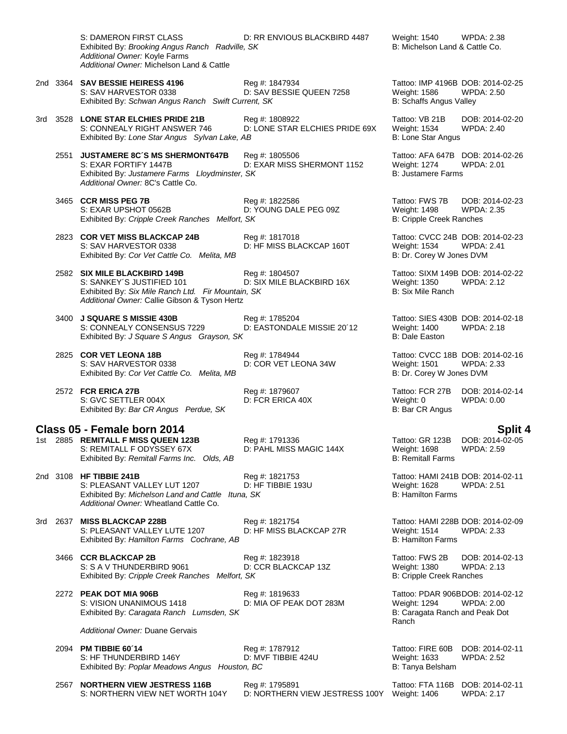S: DAMERON FIRST CLASS D: RR ENVIOUS BLACKBIRD 4487 Weight: 1540 WPDA: 2.38
Exhibited By: *Brooking Angus Ranch Radville, SK* B: Michelson Land & Cattle Co.
*Additional Owner:* Koyle Farms
*Additional Owner:* Michelson Land & Cattle

2nd 3364 **SAV BESSIE HEIRESS 4196** Reg #: 1847934 Tattoo: IMP 4196B DOB: 2014-02-25
S: SAV HARVESTOR 0338 D: SAV BESSIE QUEEN 7258 Weight: 1586 WPDA: 2.50
Exhibited By: *Schwan Angus Ranch Swift Current, SK* B: Schaffs Angus Valley

3rd 3528 **LONE STAR ELCHIES PRIDE 21B** Reg #: 1808922 Tattoo: VB 21B DOB: 2014-02-20
S: CONNEALY RIGHT ANSWER 746 D: LONE STAR ELCHIES PRIDE 69X Weight: 1534 WPDA: 2.40
Exhibited By: *Lone Star Angus Sylvan Lake, AB* B: Lone Star Angus

2551 **JUSTAMERE 8C´S MS SHERMONT647B** Reg #: 1805506 Tattoo: AFA 647B DOB: 2014-02-26
S: EXAR FORTIFY 1447B D: EXAR MISS SHERMONT 1152 Weight: 1274 WPDA: 2.01
Exhibited By: *Justamere Farms Lloydminster, SK* B: Justamere Farms
*Additional Owner:* 8C's Cattle Co.

3465 **CCR MISS PEG 7B** Reg #: 1822586 Tattoo: FWS 7B DOB: 2014-02-23
S: EXAR UPSHOT 0562B D: YOUNG DALE PEG 09Z Weight: 1498 WPDA: 2.35
Exhibited By: *Cripple Creek Ranches Melfort, SK* B: Cripple Creek Ranches

2823 **COR VET MISS BLACKCAP 24B** Reg #: 1817018 Tattoo: CVCC 24B DOB: 2014-02-23
S: SAV HARVESTOR 0338 D: HF MISS BLACKCAP 160T Weight: 1534 WPDA: 2.41
Exhibited By: *Cor Vet Cattle Co. Melita, MB* B: Dr. Corey W Jones DVM

2582 **SIX MILE BLACKBIRD 149B** Reg #: 1804507 Tattoo: SIXM 149B DOB: 2014-02-22
S: SANKEY´S JUSTIFIED 101 D: SIX MILE BLACKBIRD 16X Weight: 1350 WPDA: 2.12
Exhibited By: *Six Mile Ranch Ltd. Fir Mountain, SK* B: Six Mile Ranch
*Additional Owner:* Callie Gibson & Tyson Hertz

3400 **J SQUARE S MISSIE 430B** Reg #: 1785204 Tattoo: SIES 430B DOB: 2014-02-18
S: CONNEALY CONSENSUS 7229 D: EASTONDALE MISSIE 20´12 Weight: 1400 WPDA: 2.18
Exhibited By: *J Square S Angus Grayson, SK* B: Dale Easton

2825 **COR VET LEONA 18B** Reg #: 1784944 Tattoo: CVCC 18B DOB: 2014-02-16
S: SAV HARVESTOR 0338 D: COR VET LEONA 34W Weight: 1501 WPDA: 2.33
Exhibited By: *Cor Vet Cattle Co. Melita, MB* B: Dr. Corey W Jones DVM

2572 **FCR ERICA 27B** Reg #: 1879607 Tattoo: FCR 27B DOB: 2014-02-14
S: GVC SETTLER 004X D: FCR ERICA 40X Weight: 0 WPDA: 0.00
Exhibited By: *Bar CR Angus Perdue, SK* B: Bar CR Angus

## Class 05 - Female born 2014 — Split 4

1st 2885 **REMITALL F MISS QUEEN 123B** Reg #: 1791336 Tattoo: GR 123B DOB: 2014-02-05
S: REMITALL F ODYSSEY 67X D: PAHL MISS MAGIC 144X Weight: 1698 WPDA: 2.59
Exhibited By: *Remitall Farms Inc. Olds, AB* B: Remitall Farms

2nd 3108 **HF TIBBIE 241B** Reg #: 1821753 Tattoo: HAMI 241B DOB: 2014-02-11
S: PLEASANT VALLEY LUT 1207 D: HF TIBBIE 193U Weight: 1628 WPDA: 2.51
Exhibited By: *Michelson Land and Cattle Ituna, SK* B: Hamilton Farms
*Additional Owner:* Wheatland Cattle Co.

3rd 2637 **MISS BLACKCAP 228B** Reg #: 1821754 Tattoo: HAMI 228B DOB: 2014-02-09
S: PLEASANT VALLEY LUTE 1207 D: HF MISS BLACKCAP 27R Weight: 1514 WPDA: 2.33
Exhibited By: *Hamilton Farms Cochrane, AB* B: Hamilton Farms

3466 **CCR BLACKCAP 2B** Reg #: 1823918 Tattoo: FWS 2B DOB: 2014-02-13
S: S A V THUNDERBIRD 9061 D: CCR BLACKCAP 13Z Weight: 1380 WPDA: 2.13
Exhibited By: *Cripple Creek Ranches Melfort, SK* B: Cripple Creek Ranches

2272 **PEAK DOT MIA 906B** Reg #: 1819633 Tattoo: PDAR 906B DOB: 2014-02-12
S: VISION UNANIMOUS 1418 D: MIA OF PEAK DOT 283M Weight: 1294 WPDA: 2.00
Exhibited By: *Caragata Ranch Lumsden, SK* B: Caragata Ranch and Peak Dot Ranch
*Additional Owner:* Duane Gervais

2094 **PM TIBBIE 60´14** Reg #: 1787912 Tattoo: FIRE 60B DOB: 2014-02-11
S: HF THUNDERBIRD 146Y D: MVF TIBBIE 424U Weight: 1633 WPDA: 2.52
Exhibited By: *Poplar Meadows Angus Houston, BC* B: Tanya Belsham

2567 **NORTHERN VIEW JESTRESS 116B** Reg #: 1795891 Tattoo: FTA 116B DOB: 2014-02-11
S: NORTHERN VIEW NET WORTH 104Y D: NORTHERN VIEW JESTRESS 100Y Weight: 1406 WPDA: 2.17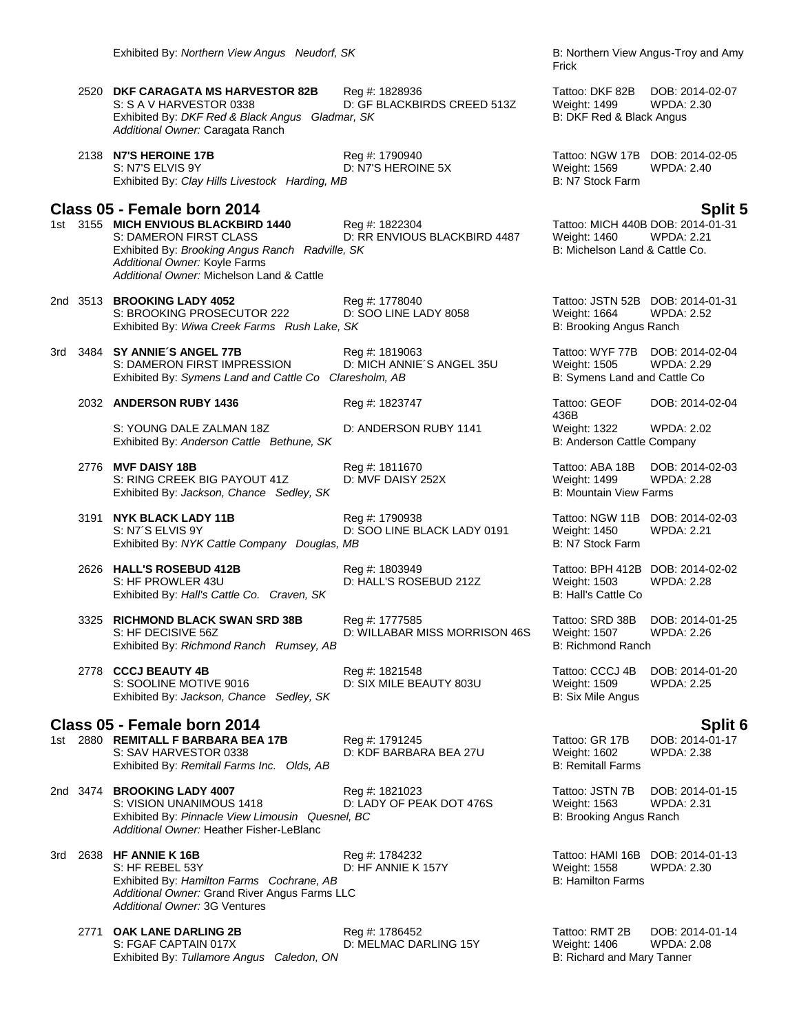Exhibited By: *Northern View Angus Neudorf, SK* B: Northern View Angus-Troy and Amy Frick

2520 **DKF CARAGATA MS HARVESTOR 82B** Reg #: 1828936 Tattoo: DKF 82B DOB: 2014-02-07
S: S A V HARVESTOR 0338 D: GF BLACKBIRDS CREED 513Z Weight: 1499 WPDA: 2.30
Exhibited By: *DKF Red & Black Angus Gladmar, SK* B: DKF Red & Black Angus
*Additional Owner:* Caragata Ranch

2138 **N7'S HEROINE 17B** Reg #: 1790940 Tattoo: NGW 17B DOB: 2014-02-05
S: N7'S ELVIS 9Y D: N7'S HEROINE 5X Weight: 1569 WPDA: 2.40
Exhibited By: *Clay Hills Livestock Harding, MB* B: N7 Stock Farm

## Class 05 - Female born 2014 — Split 5

1st 3155 **MICH ENVIOUS BLACKBIRD 1440** Reg #: 1822304 Tattoo: MICH 440B DOB: 2014-01-31
S: DAMERON FIRST CLASS D: RR ENVIOUS BLACKBIRD 4487 Weight: 1460 WPDA: 2.21
Exhibited By: *Brooking Angus Ranch Radville, SK* B: Michelson Land & Cattle Co.
*Additional Owner:* Koyle Farms
*Additional Owner:* Michelson Land & Cattle

2nd 3513 **BROOKING LADY 4052** Reg #: 1778040 Tattoo: JSTN 52B DOB: 2014-01-31
S: BROOKING PROSECUTOR 222 D: SOO LINE LADY 8058 Weight: 1664 WPDA: 2.52
Exhibited By: *Wiwa Creek Farms Rush Lake, SK* B: Brooking Angus Ranch

3rd 3484 **SY ANNIE´S ANGEL 77B** Reg #: 1819063 Tattoo: WYF 77B DOB: 2014-02-04
S: DAMERON FIRST IMPRESSION D: MICH ANNIE´S ANGEL 35U Weight: 1505 WPDA: 2.29
Exhibited By: *Symens Land and Cattle Co Claresholm, AB* B: Symens Land and Cattle Co

2032 **ANDERSON RUBY 1436** Reg #: 1823747 Tattoo: GEOF 436B DOB: 2014-02-04
S: YOUNG DALE ZALMAN 18Z D: ANDERSON RUBY 1141 Weight: 1322 WPDA: 2.02
Exhibited By: *Anderson Cattle Bethune, SK* B: Anderson Cattle Company

2776 **MVF DAISY 18B** Reg #: 1811670 Tattoo: ABA 18B DOB: 2014-02-03
S: RING CREEK BIG PAYOUT 41Z D: MVF DAISY 252X Weight: 1499 WPDA: 2.28
Exhibited By: *Jackson, Chance Sedley, SK* B: Mountain View Farms

3191 **NYK BLACK LADY 11B** Reg #: 1790938 Tattoo: NGW 11B DOB: 2014-02-03
S: N7´S ELVIS 9Y D: SOO LINE BLACK LADY 0191 Weight: 1450 WPDA: 2.21
Exhibited By: *NYK Cattle Company Douglas, MB* B: N7 Stock Farm

2626 **HALL'S ROSEBUD 412B** Reg #: 1803949 Tattoo: BPH 412B DOB: 2014-02-02
S: HF PROWLER 43U D: HALL'S ROSEBUD 212Z Weight: 1503 WPDA: 2.28
Exhibited By: *Hall's Cattle Co. Craven, SK* B: Hall's Cattle Co

3325 **RICHMOND BLACK SWAN SRD 38B** Reg #: 1777585 Tattoo: SRD 38B DOB: 2014-01-25
S: HF DECISIVE 56Z D: WILLABAR MISS MORRISON 46S Weight: 1507 WPDA: 2.26
Exhibited By: *Richmond Ranch Rumsey, AB* B: Richmond Ranch

2778 **CCCJ BEAUTY 4B** Reg #: 1821548 Tattoo: CCCJ 4B DOB: 2014-01-20
S: SOOLINE MOTIVE 9016 D: SIX MILE BEAUTY 803U Weight: 1509 WPDA: 2.25
Exhibited By: *Jackson, Chance Sedley, SK* B: Six Mile Angus

## Class 05 - Female born 2014 — Split 6

1st 2880 **REMITALL F BARBARA BEA 17B** Reg #: 1791245 Tattoo: GR 17B DOB: 2014-01-17
S: SAV HARVESTOR 0338 D: KDF BARBARA BEA 27U Weight: 1602 WPDA: 2.38
Exhibited By: *Remitall Farms Inc. Olds, AB* B: Remitall Farms

2nd 3474 **BROOKING LADY 4007** Reg #: 1821023 Tattoo: JSTN 7B DOB: 2014-01-15
S: VISION UNANIMOUS 1418 D: LADY OF PEAK DOT 476S Weight: 1563 WPDA: 2.31
Exhibited By: *Pinnacle View Limousin Quesnel, BC* B: Brooking Angus Ranch
*Additional Owner:* Heather Fisher-LeBlanc

3rd 2638 **HF ANNIE K 16B** Reg #: 1784232 Tattoo: HAMI 16B DOB: 2014-01-13
S: HF REBEL 53Y D: HF ANNIE K 157Y Weight: 1558 WPDA: 2.30
Exhibited By: *Hamilton Farms Cochrane, AB* B: Hamilton Farms
*Additional Owner:* Grand River Angus Farms LLC
*Additional Owner:* 3G Ventures

2771 **OAK LANE DARLING 2B** Reg #: 1786452 Tattoo: RMT 2B DOB: 2014-01-14
S: FGAF CAPTAIN 017X D: MELMAC DARLING 15Y Weight: 1406 WPDA: 2.08
Exhibited By: *Tullamore Angus Caledon, ON* B: Richard and Mary Tanner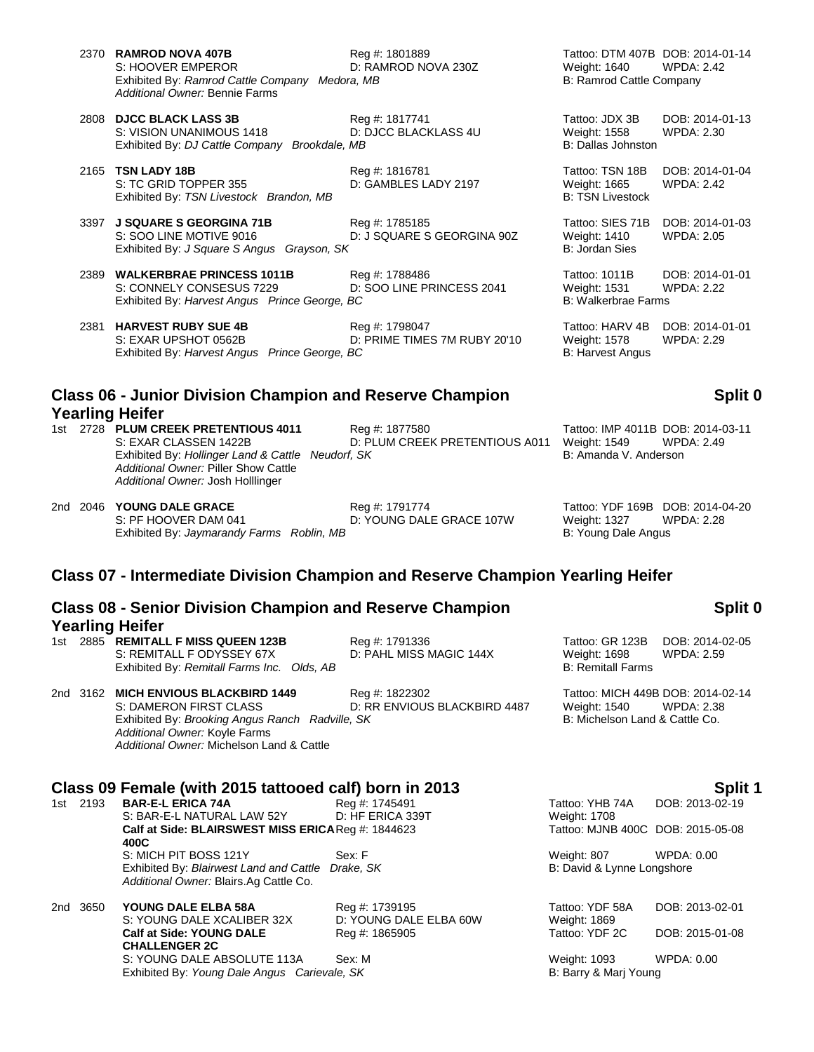2370 **RAMROD NOVA 407B** Reg #: 1801889 Tattoo: DTM 407B DOB: 2014-01-14
S: HOOVER EMPEROR D: RAMROD NOVA 230Z Weight: 1640 WPDA: 2.42
Exhibited By: *Ramrod Cattle Company Medora, MB* B: Ramrod Cattle Company
*Additional Owner:* Bennie Farms

2808 **DJCC BLACK LASS 3B** Reg #: 1817741 Tattoo: JDX 3B DOB: 2014-01-13
S: VISION UNANIMOUS 1418 D: DJCC BLACKLASS 4U Weight: 1558 WPDA: 2.30
Exhibited By: *DJ Cattle Company Brookdale, MB* B: Dallas Johnston

2165 **TSN LADY 18B** Reg #: 1816781 Tattoo: TSN 18B DOB: 2014-01-04
S: TC GRID TOPPER 355 D: GAMBLES LADY 2197 Weight: 1665 WPDA: 2.42
Exhibited By: *TSN Livestock Brandon, MB* B: TSN Livestock

3397 **J SQUARE S GEORGINA 71B** Reg #: 1785185 Tattoo: SIES 71B DOB: 2014-01-03
S: SOO LINE MOTIVE 9016 D: J SQUARE S GEORGINA 90Z Weight: 1410 WPDA: 2.05
Exhibited By: *J Square S Angus Grayson, SK* B: Jordan Sies

2389 **WALKERBRAE PRINCESS 1011B** Reg #: 1788486 Tattoo: 1011B DOB: 2014-01-01
S: CONNELY CONSESUS 7229 D: SOO LINE PRINCESS 2041 Weight: 1531 WPDA: 2.22
Exhibited By: *Harvest Angus Prince George, BC* B: Walkerbrae Farms

2381 **HARVEST RUBY SUE 4B** Reg #: 1798047 Tattoo: HARV 4B DOB: 2014-01-01
S: EXAR UPSHOT 0562B D: PRIME TIMES 7M RUBY 20'10 Weight: 1578 WPDA: 2.29
Exhibited By: *Harvest Angus Prince George, BC* B: Harvest Angus

## Class 06 - Junior Division Champion and Reserve Champion Yearling Heifer — Split 0

1st 2728 **PLUM CREEK PRETENTIOUS 4011** Reg #: 1877580 Tattoo: IMP 4011B DOB: 2014-03-11
S: EXAR CLASSEN 1422B D: PLUM CREEK PRETENTIOUS A011 Weight: 1549 WPDA: 2.49
Exhibited By: *Hollinger Land & Cattle Neudorf, SK* B: Amanda V. Anderson
*Additional Owner:* Piller Show Cattle
*Additional Owner:* Josh Holllinger

2nd 2046 **YOUNG DALE GRACE** Reg #: 1791774 Tattoo: YDF 169B DOB: 2014-04-20
S: PF HOOVER DAM 041 D: YOUNG DALE GRACE 107W Weight: 1327 WPDA: 2.28
Exhibited By: *Jaymarandy Farms Roblin, MB* B: Young Dale Angus

## Class 07 - Intermediate Division Champion and Reserve Champion Yearling Heifer

## Class 08 - Senior Division Champion and Reserve Champion Yearling Heifer — Split 0

1st 2885 **REMITALL F MISS QUEEN 123B** Reg #: 1791336 Tattoo: GR 123B DOB: 2014-02-05
S: REMITALL F ODYSSEY 67X D: PAHL MISS MAGIC 144X Weight: 1698 WPDA: 2.59
Exhibited By: *Remitall Farms Inc. Olds, AB* B: Remitall Farms

2nd 3162 **MICH ENVIOUS BLACKBIRD 1449** Reg #: 1822302 Tattoo: MICH 449B DOB: 2014-02-14
S: DAMERON FIRST CLASS D: RR ENVIOUS BLACKBIRD 4487 Weight: 1540 WPDA: 2.38
Exhibited By: *Brooking Angus Ranch Radville, SK* B: Michelson Land & Cattle Co.
*Additional Owner:* Koyle Farms
*Additional Owner:* Michelson Land & Cattle

## Class 09 Female (with 2015 tattooed calf) born in 2013 — Split 1

1st 2193 **BAR-E-L ERICA 74A** Reg #: 1745491 Tattoo: YHB 74A DOB: 2013-02-19
S: BAR-E-L NATURAL LAW 52Y D: HF ERICA 339T Weight: 1708
**Calf at Side: BLAIRSWEST MISS ERICA 400C** Reg #: 1844623 Tattoo: MJNB 400C DOB: 2015-05-08
S: MICH PIT BOSS 121Y Sex: F Weight: 807 WPDA: 0.00
Exhibited By: *Blairwest Land and Cattle Drake, SK* B: David & Lynne Longshore
*Additional Owner:* Blairs.Ag Cattle Co.

2nd 3650 **YOUNG DALE ELBA 58A** Reg #: 1739195 Tattoo: YDF 58A DOB: 2013-02-01
S: YOUNG DALE XCALIBER 32X D: YOUNG DALE ELBA 60W Weight: 1869
**Calf at Side: YOUNG DALE CHALLENGER 2C** Reg #: 1865905 Tattoo: YDF 2C DOB: 2015-01-08
S: YOUNG DALE ABSOLUTE 113A Sex: M Weight: 1093 WPDA: 0.00
Exhibited By: *Young Dale Angus Carievale, SK* B: Barry & Marj Young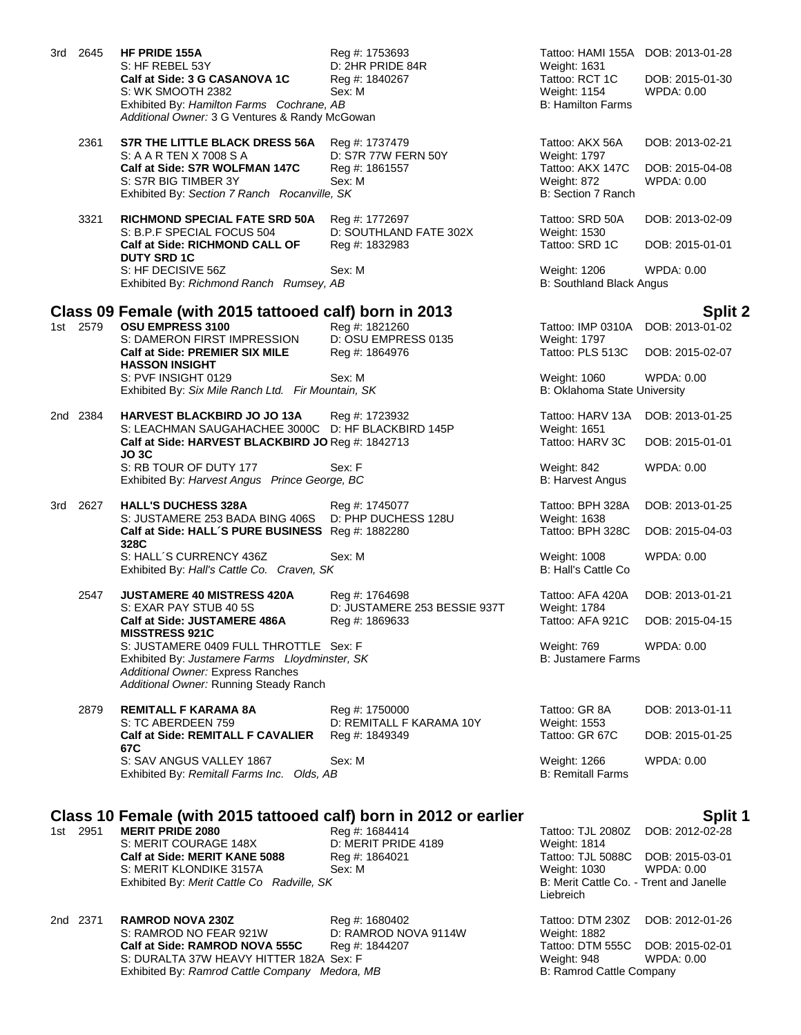3rd 2645 **HF PRIDE 155A** Reg #: 1753693 Tattoo: HAMI 155A DOB: 2013-01-28
S: HF REBEL 53Y D: 2HR PRIDE 84R Weight: 1631
**Calf at Side: 3 G CASANOVA 1C** Reg #: 1840267 Tattoo: RCT 1C DOB: 2015-01-30
S: WK SMOOTH 2382 Sex: M Weight: 1154 WPDA: 0.00
Exhibited By: *Hamilton Farms Cochrane, AB* B: Hamilton Farms
*Additional Owner:* 3 G Ventures & Randy McGowan

2361 **S7R THE LITTLE BLACK DRESS 56A** Reg #: 1737479 Tattoo: AKX 56A DOB: 2013-02-21
S: A A R TEN X 7008 S A D: S7R 77W FERN 50Y Weight: 1797
**Calf at Side: S7R WOLFMAN 147C** Reg #: 1861557 Tattoo: AKX 147C DOB: 2015-04-08
S: S7R BIG TIMBER 3Y Sex: M Weight: 872 WPDA: 0.00
Exhibited By: *Section 7 Ranch Rocanville, SK* B: Section 7 Ranch

3321 **RICHMOND SPECIAL FATE SRD 50A** Reg #: 1772697 Tattoo: SRD 50A DOB: 2013-02-09
S: B.P.F SPECIAL FOCUS 504 D: SOUTHLAND FATE 302X Weight: 1530
**Calf at Side: RICHMOND CALL OF DUTY SRD 1C** Reg #: 1832983 Tattoo: SRD 1C DOB: 2015-01-01
S: HF DECISIVE 56Z Sex: M Weight: 1206 WPDA: 0.00
Exhibited By: *Richmond Ranch Rumsey, AB* B: Southland Black Angus

## Class 09 Female (with 2015 tattooed calf) born in 2013 — Split 2

1st 2579 **OSU EMPRESS 3100** Reg #: 1821260 Tattoo: IMP 0310A DOB: 2013-01-02
S: DAMERON FIRST IMPRESSION D: OSU EMPRESS 0135 Weight: 1797
**Calf at Side: PREMIER SIX MILE HASSON INSIGHT** Reg #: 1864976 Tattoo: PLS 513C DOB: 2015-02-07
S: PVF INSIGHT 0129 Sex: M Weight: 1060 WPDA: 0.00
Exhibited By: *Six Mile Ranch Ltd. Fir Mountain, SK* B: Oklahoma State University

2nd 2384 **HARVEST BLACKBIRD JO JO 13A** Reg #: 1723932 Tattoo: HARV 13A DOB: 2013-01-25
S: LEACHMAN SAUGAHACHEE 3000C D: HF BLACKBIRD 145P Weight: 1651
**Calf at Side: HARVEST BLACKBIRD JO JO 3C** Reg #: 1842713 Tattoo: HARV 3C DOB: 2015-01-01
S: RB TOUR OF DUTY 177 Sex: F Weight: 842 WPDA: 0.00
Exhibited By: *Harvest Angus Prince George, BC* B: Harvest Angus

3rd 2627 **HALL'S DUCHESS 328A** Reg #: 1745077 Tattoo: BPH 328A DOB: 2013-01-25
S: JUSTAMERE 253 BADA BING 406S D: PHP DUCHESS 128U Weight: 1638
**Calf at Side: HALL´S PURE BUSINESS 328C** Reg #: 1882280 Tattoo: BPH 328C DOB: 2015-04-03
S: HALL´S CURRENCY 436Z Sex: M Weight: 1008 WPDA: 0.00
Exhibited By: *Hall's Cattle Co. Craven, SK* B: Hall's Cattle Co

2547 **JUSTAMERE 40 MISTRESS 420A** Reg #: 1764698 Tattoo: AFA 420A DOB: 2013-01-21
S: EXAR PAY STUB 40 5S D: JUSTAMERE 253 BESSIE 937T Weight: 1784
**Calf at Side: JUSTAMERE 486A MISSTRESS 921C** Reg #: 1869633 Tattoo: AFA 921C DOB: 2015-04-15
S: JUSTAMERE 0409 FULL THROTTLE Sex: F Weight: 769 WPDA: 0.00
Exhibited By: *Justamere Farms Lloydminster, SK* B: Justamere Farms
*Additional Owner:* Express Ranches
*Additional Owner:* Running Steady Ranch

2879 **REMITALL F KARAMA 8A** Reg #: 1750000 Tattoo: GR 8A DOB: 2013-01-11
S: TC ABERDEEN 759 D: REMITALL F KARAMA 10Y Weight: 1553
**Calf at Side: REMITALL F CAVALIER 67C** Reg #: 1849349 Tattoo: GR 67C DOB: 2015-01-25
S: SAV ANGUS VALLEY 1867 Sex: M Weight: 1266 WPDA: 0.00
Exhibited By: *Remitall Farms Inc. Olds, AB* B: Remitall Farms

## Class 10 Female (with 2015 tattooed calf) born in 2012 or earlier — Split 1

1st 2951 **MERIT PRIDE 2080** Reg #: 1684414 Tattoo: TJL 2080Z DOB: 2012-02-28
S: MERIT COURAGE 148X D: MERIT PRIDE 4189 Weight: 1814
**Calf at Side: MERIT KANE 5088** Reg #: 1864021 Tattoo: TJL 5088C DOB: 2015-03-01
S: MERIT KLONDIKE 3157A Sex: M Weight: 1030 WPDA: 0.00
Exhibited By: *Merit Cattle Co Radville, SK* B: Merit Cattle Co. - Trent and Janelle Liebreich

2nd 2371 **RAMROD NOVA 230Z** Reg #: 1680402 Tattoo: DTM 230Z DOB: 2012-01-26
S: RAMROD NO FEAR 921W D: RAMROD NOVA 9114W Weight: 1882
**Calf at Side: RAMROD NOVA 555C** Reg #: 1844207 Tattoo: DTM 555C DOB: 2015-02-01
S: DURALTA 37W HEAVY HITTER 182A Sex: F Weight: 948 WPDA: 0.00
Exhibited By: *Ramrod Cattle Company Medora, MB* B: Ramrod Cattle Company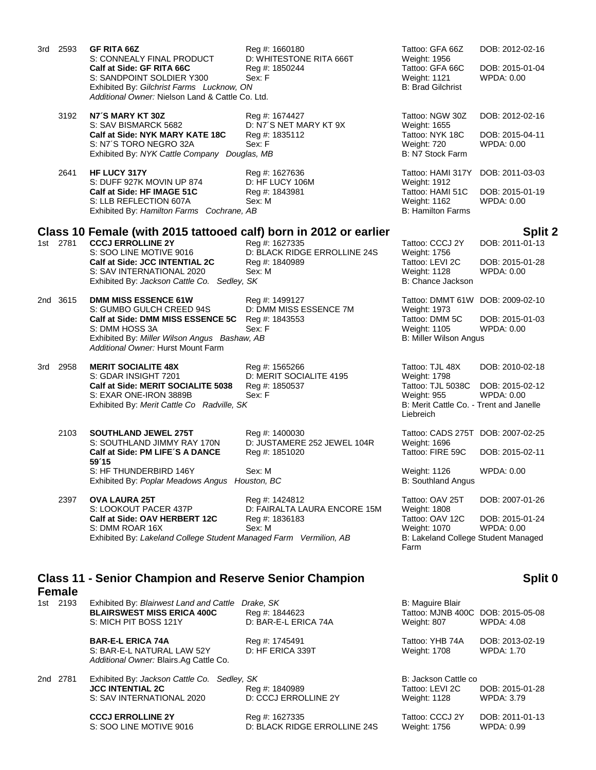3rd 2593 **GF RITA 66Z** Reg #: 1660180 Tattoo: GFA 66Z DOB: 2012-02-16
S: CONNEALY FINAL PRODUCT D: WHITESTONE RITA 666T Weight: 1956
**Calf at Side: GF RITA 66C** Reg #: 1850244 Tattoo: GFA 66C DOB: 2015-01-04
S: SANDPOINT SOLDIER Y300 Sex: F Weight: 1121 WPDA: 0.00
Exhibited By: *Gilchrist Farms Lucknow, ON* B: Brad Gilchrist
*Additional Owner:* Nielson Land & Cattle Co. Ltd.

3192 **N7´S MARY KT 30Z** Reg #: 1674427 Tattoo: NGW 30Z DOB: 2012-02-16
S: SAV BISMARCK 5682 D: N7´S NET MARY KT 9X Weight: 1655
**Calf at Side: NYK MARY KATE 18C** Reg #: 1835112 Tattoo: NYK 18C DOB: 2015-04-11
S: N7´S TORO NEGRO 32A Sex: F Weight: 720 WPDA: 0.00
Exhibited By: *NYK Cattle Company Douglas, MB* B: N7 Stock Farm

2641 **HF LUCY 317Y** Reg #: 1627636 Tattoo: HAMI 317Y DOB: 2011-03-03
S: DUFF 927K MOVIN UP 874 D: HF LUCY 106M Weight: 1912
**Calf at Side: HF IMAGE 51C** Reg #: 1843981 Tattoo: HAMI 51C DOB: 2015-01-19
S: LLB REFLECTION 607A Sex: M Weight: 1162 WPDA: 0.00
Exhibited By: *Hamilton Farms Cochrane, AB* B: Hamilton Farms

## Class 10 Female (with 2015 tattooed calf) born in 2012 or earlier — Split 2

1st 2781 **CCCJ ERROLLINE 2Y** Reg #: 1627335 Tattoo: CCCJ 2Y DOB: 2011-01-13
S: SOO LINE MOTIVE 9016 D: BLACK RIDGE ERROLLINE 24S Weight: 1756
**Calf at Side: JCC INTENTIAL 2C** Reg #: 1840989 Tattoo: LEVI 2C DOB: 2015-01-28
S: SAV INTERNATIONAL 2020 Sex: M Weight: 1128 WPDA: 0.00
Exhibited By: *Jackson Cattle Co. Sedley, SK* B: Chance Jackson

2nd 3615 **DMM MISS ESSENCE 61W** Reg #: 1499127 Tattoo: DMMT 61W DOB: 2009-02-10
S: GUMBO GULCH CREED 94S D: DMM MISS ESSENCE 7M Weight: 1973
**Calf at Side: DMM MISS ESSENCE 5C** Reg #: 1843553 Tattoo: DMM 5C DOB: 2015-01-03
S: DMM HOSS 3A Sex: F Weight: 1105 WPDA: 0.00
Exhibited By: *Miller Wilson Angus Bashaw, AB* B: Miller Wilson Angus
*Additional Owner:* Hurst Mount Farm

3rd 2958 **MERIT SOCIALITE 48X** Reg #: 1565266 Tattoo: TJL 48X DOB: 2010-02-18
S: GDAR INSIGHT 7201 D: MERIT SOCIALITE 4195 Weight: 1798
**Calf at Side: MERIT SOCIALITE 5038** Reg #: 1850537 Tattoo: TJL 5038C DOB: 2015-02-12
S: EXAR ONE-IRON 3889B Sex: F Weight: 955 WPDA: 0.00
Exhibited By: *Merit Cattle Co Radville, SK* B: Merit Cattle Co. - Trent and Janelle Liebreich

2103 **SOUTHLAND JEWEL 275T** Reg #: 1400030 Tattoo: CADS 275T DOB: 2007-02-25
S: SOUTHLAND JIMMY RAY 170N D: JUSTAMERE 252 JEWEL 104R Weight: 1696
**Calf at Side: PM LIFE´S A DANCE 59´15** Reg #: 1851020 Tattoo: FIRE 59C DOB: 2015-02-11
S: HF THUNDERBIRD 146Y Sex: M Weight: 1126 WPDA: 0.00
Exhibited By: *Poplar Meadows Angus Houston, BC* B: Southland Angus

2397 **OVA LAURA 25T** Reg #: 1424812 Tattoo: OAV 25T DOB: 2007-01-26
S: LOOKOUT PACER 437P D: FAIRALTA LAURA ENCORE 15M Weight: 1808
**Calf at Side: OAV HERBERT 12C** Reg #: 1836183 Tattoo: OAV 12C DOB: 2015-01-24
S: DMM ROAR 16X Sex: M Weight: 1070 WPDA: 0.00
Exhibited By: *Lakeland College Student Managed Farm Vermilion, AB* B: Lakeland College Student Managed Farm

## Class 11 - Senior Champion and Reserve Senior Champion Female — Split 0

1st 2193 Exhibited By: *Blairswest Land and Cattle Drake, SK* B: Maguire Blair
**BLAIRSWEST MISS ERICA 400C** Reg #: 1844623 Tattoo: MJNB 400C DOB: 2015-05-08
S: MICH PIT BOSS 121Y D: BAR-E-L ERICA 74A Weight: 807 WPDA: 4.08

**BAR-E-L ERICA 74A** Reg #: 1745491 Tattoo: YHB 74A DOB: 2013-02-19
S: BAR-E-L NATURAL LAW 52Y D: HF ERICA 339T Weight: 1708 WPDA: 1.70
*Additional Owner:* Blairs.Ag Cattle Co.

2nd 2781 Exhibited By: *Jackson Cattle Co. Sedley, SK* B: Jackson Cattle co
**JCC INTENTIAL 2C** Reg #: 1840989 Tattoo: LEVI 2C DOB: 2015-01-28
S: SAV INTERNATIONAL 2020 D: CCCJ ERROLLINE 2Y Weight: 1128 WPDA: 3.79

**CCCJ ERROLLINE 2Y** Reg #: 1627335 Tattoo: CCCJ 2Y DOB: 2011-01-13
S: SOO LINE MOTIVE 9016 D: BLACK RIDGE ERROLLINE 24S Weight: 1756 WPDA: 0.99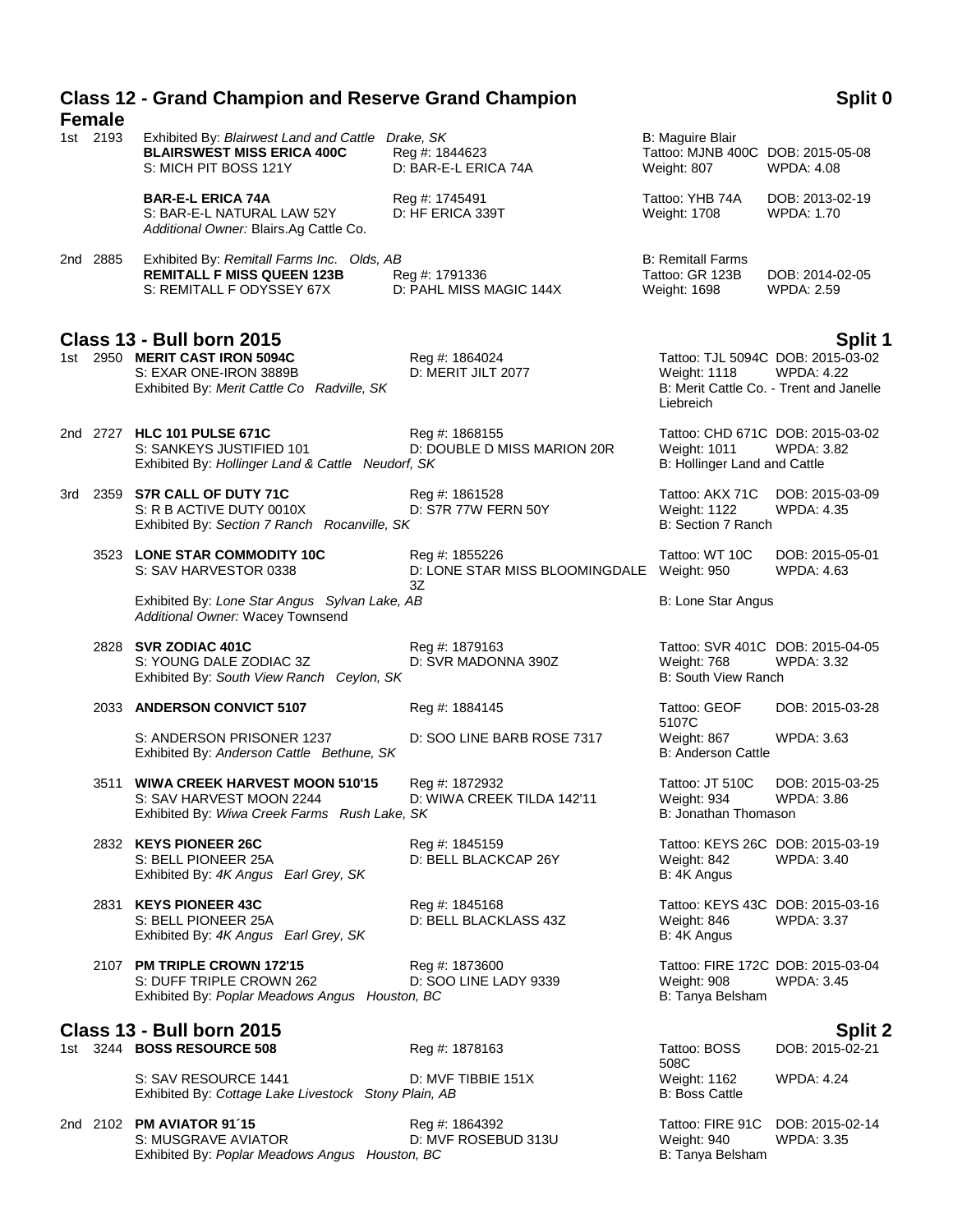## Class 12 - Grand Champion and Reserve Grand Champion Female

**Split 0**

**1st 2193**
Exhibited By: *Blairswest Land and Cattle Drake, SK*
B: Maguire Blair

**BLAIRSWEST MISS ERICA 400C** Reg #: 1844623
Tattoo: MJNB 400C DOB: 2015-05-08
S: MICH PIT BOSS 121Y D: BAR-E-L ERICA 74A
Weight: 807 WPDA: 4.08

**BAR-E-L ERICA 74A** Reg #: 1745491
Tattoo: YHB 74A DOB: 2013-02-19
S: BAR-E-L NATURAL LAW 52Y D: HF ERICA 339T
Weight: 1708 WPDA: 1.70
*Additional Owner:* Blairs.Ag Cattle Co.

**2nd 2885**
Exhibited By: *Remitall Farms Inc. Olds, AB*
B: Remitall Farms

**REMITALL F MISS QUEEN 123B** Reg #: 1791336
Tattoo: GR 123B DOB: 2014-02-05
S: REMITALL F ODYSSEY 67X D: PAHL MISS MAGIC 144X
Weight: 1698 WPDA: 2.59

## Class 13 - Bull born 2015

**Split 1**

**1st 2950 MERIT CAST IRON 5094C** Reg #: 1864024
Tattoo: TJL 5094C DOB: 2015-03-02
S: EXAR ONE-IRON 3889B D: MERIT JILT 2077
Weight: 1118 WPDA: 4.22
Exhibited By: *Merit Cattle Co Radville, SK*
B: Merit Cattle Co. - Trent and Janelle Liebreich

**2nd 2727 HLC 101 PULSE 671C** Reg #: 1868155
Tattoo: CHD 671C DOB: 2015-03-02
S: SANKEYS JUSTIFIED 101 D: DOUBLE D MISS MARION 20R
Weight: 1011 WPDA: 3.82
Exhibited By: *Hollinger Land & Cattle Neudorf, SK*
B: Hollinger Land and Cattle

**3rd 2359 S7R CALL OF DUTY 71C** Reg #: 1861528
Tattoo: AKX 71C DOB: 2015-03-09
S: R B ACTIVE DUTY 0010X D: S7R 77W FERN 50Y
Weight: 1122 WPDA: 4.35
Exhibited By: *Section 7 Ranch Rocanville, SK*
B: Section 7 Ranch

**3523 LONE STAR COMMODITY 10C** Reg #: 1855226
Tattoo: WT 10C DOB: 2015-05-01
S: SAV HARVESTOR 0338 D: LONE STAR MISS BLOOMINGDALE 3Z
Weight: 950 WPDA: 4.63
Exhibited By: *Lone Star Angus Sylvan Lake, AB*
B: Lone Star Angus
*Additional Owner:* Wacey Townsend

**2828 SVR ZODIAC 401C** Reg #: 1879163
Tattoo: SVR 401C DOB: 2015-04-05
S: YOUNG DALE ZODIAC 3Z D: SVR MADONNA 390Z
Weight: 768 WPDA: 3.32
Exhibited By: *South View Ranch Ceylon, SK*
B: South View Ranch

**2033 ANDERSON CONVICT 5107** Reg #: 1884145
Tattoo: GEOF 5107C DOB: 2015-03-28
S: ANDERSON PRISONER 1237 D: SOO LINE BARB ROSE 7317
Weight: 867 WPDA: 3.63
Exhibited By: *Anderson Cattle Bethune, SK*
B: Anderson Cattle

**3511 WIWA CREEK HARVEST MOON 510'15** Reg #: 1872932
Tattoo: JT 510C DOB: 2015-03-25
S: SAV HARVEST MOON 2244 D: WIWA CREEK TILDA 142'11
Weight: 934 WPDA: 3.86
Exhibited By: *Wiwa Creek Farms Rush Lake, SK*
B: Jonathan Thomason

**2832 KEYS PIONEER 26C** Reg #: 1845159
Tattoo: KEYS 26C DOB: 2015-03-19
S: BELL PIONEER 25A D: BELL BLACKCAP 26Y
Weight: 842 WPDA: 3.40
Exhibited By: *4K Angus Earl Grey, SK*
B: 4K Angus

**2831 KEYS PIONEER 43C** Reg #: 1845168
Tattoo: KEYS 43C DOB: 2015-03-16
S: BELL PIONEER 25A D: BELL BLACKLASS 43Z
Weight: 846 WPDA: 3.37
Exhibited By: *4K Angus Earl Grey, SK*
B: 4K Angus

**2107 PM TRIPLE CROWN 172'15** Reg #: 1873600
Tattoo: FIRE 172C DOB: 2015-03-04
S: DUFF TRIPLE CROWN 262 D: SOO LINE LADY 9339
Weight: 908 WPDA: 3.45
Exhibited By: *Poplar Meadows Angus Houston, BC*
B: Tanya Belsham

## Class 13 - Bull born 2015

**Split 2**

**1st 3244 BOSS RESOURCE 508** Reg #: 1878163
Tattoo: BOSS 508C DOB: 2015-02-21
S: SAV RESOURCE 1441 D: MVF TIBBIE 151X
Weight: 1162 WPDA: 4.24
Exhibited By: *Cottage Lake Livestock Stony Plain, AB*
B: Boss Cattle

**2nd 2102 PM AVIATOR 91´15** Reg #: 1864392
Tattoo: FIRE 91C DOB: 2015-02-14
S: MUSGRAVE AVIATOR D: MVF ROSEBUD 313U
Weight: 940 WPDA: 3.35
Exhibited By: *Poplar Meadows Angus Houston, BC*
B: Tanya Belsham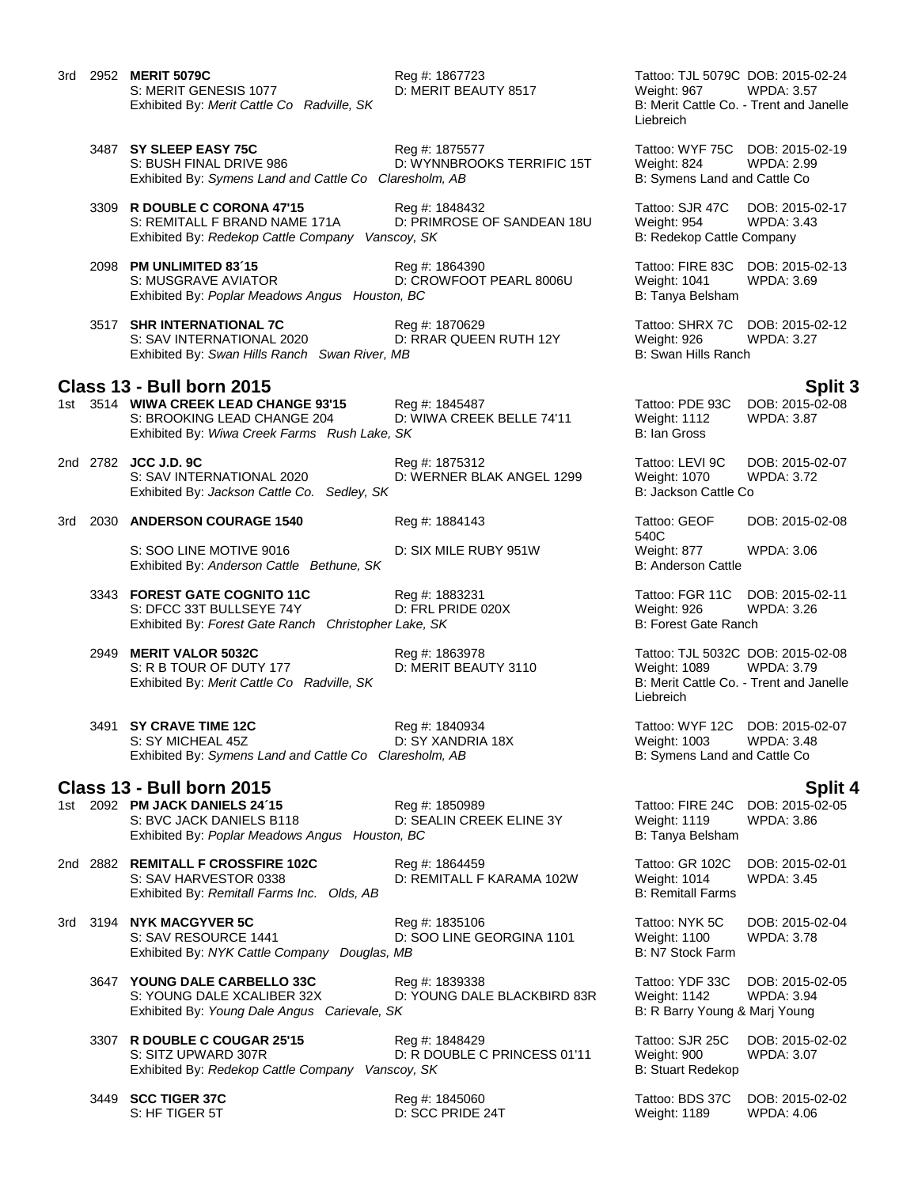3rd 2952 **MERIT 5079C** Reg #: 1867723 Tattoo: TJL 5079C DOB: 2015-02-24
S: MERIT GENESIS 1077 D: MERIT BEAUTY 8517 Weight: 967 WPDA: 3.57
Exhibited By: *Merit Cattle Co Radville, SK* B: Merit Cattle Co. - Trent and Janelle Liebreich

3487 **SY SLEEP EASY 75C** Reg #: 1875577 Tattoo: WYF 75C DOB: 2015-02-19
S: BUSH FINAL DRIVE 986 D: WYNNBROOKS TERRIFIC 15T Weight: 824 WPDA: 2.99
Exhibited By: *Symens Land and Cattle Co Claresholm, AB* B: Symens Land and Cattle Co

3309 **R DOUBLE C CORONA 47'15** Reg #: 1848432 Tattoo: SJR 47C DOB: 2015-02-17
S: REMITALL F BRAND NAME 171A D: PRIMROSE OF SANDEAN 18U Weight: 954 WPDA: 3.43
Exhibited By: *Redekop Cattle Company Vanscoy, SK* B: Redekop Cattle Company

2098 **PM UNLIMITED 83´15** Reg #: 1864390 Tattoo: FIRE 83C DOB: 2015-02-13
S: MUSGRAVE AVIATOR D: CROWFOOT PEARL 8006U Weight: 1041 WPDA: 3.69
Exhibited By: *Poplar Meadows Angus Houston, BC* B: Tanya Belsham

3517 **SHR INTERNATIONAL 7C** Reg #: 1870629 Tattoo: SHRX 7C DOB: 2015-02-12
S: SAV INTERNATIONAL 2020 D: RRAR QUEEN RUTH 12Y Weight: 926 WPDA: 3.27
Exhibited By: *Swan Hills Ranch Swan River, MB* B: Swan Hills Ranch

## Class 13 - Bull born 2015 — Split 3

1st 3514 **WIWA CREEK LEAD CHANGE 93'15** Reg #: 1845487 Tattoo: PDE 93C DOB: 2015-02-08
S: BROOKING LEAD CHANGE 204 D: WIWA CREEK BELLE 74'11 Weight: 1112 WPDA: 3.87
Exhibited By: *Wiwa Creek Farms Rush Lake, SK* B: Ian Gross

2nd 2782 **JCC J.D. 9C** Reg #: 1875312 Tattoo: LEVI 9C DOB: 2015-02-07
S: SAV INTERNATIONAL 2020 D: WERNER BLAK ANGEL 1299 Weight: 1070 WPDA: 3.72
Exhibited By: *Jackson Cattle Co. Sedley, SK* B: Jackson Cattle Co

3rd 2030 **ANDERSON COURAGE 1540** Reg #: 1884143 Tattoo: GEOF 540C DOB: 2015-02-08
S: SOO LINE MOTIVE 9016 D: SIX MILE RUBY 951W Weight: 877 WPDA: 3.06
Exhibited By: *Anderson Cattle Bethune, SK* B: Anderson Cattle

3343 **FOREST GATE COGNITO 11C** Reg #: 1883231 Tattoo: FGR 11C DOB: 2015-02-11
S: DFCC 33T BULLSEYE 74Y D: FRL PRIDE 020X Weight: 926 WPDA: 3.26
Exhibited By: *Forest Gate Ranch Christopher Lake, SK* B: Forest Gate Ranch

2949 **MERIT VALOR 5032C** Reg #: 1863978 Tattoo: TJL 5032C DOB: 2015-02-08
S: R B TOUR OF DUTY 177 D: MERIT BEAUTY 3110 Weight: 1089 WPDA: 3.79
Exhibited By: *Merit Cattle Co Radville, SK* B: Merit Cattle Co. - Trent and Janelle Liebreich

3491 **SY CRAVE TIME 12C** Reg #: 1840934 Tattoo: WYF 12C DOB: 2015-02-07
S: SY MICHEAL 45Z D: SY XANDRIA 18X Weight: 1003 WPDA: 3.48
Exhibited By: *Symens Land and Cattle Co Claresholm, AB* B: Symens Land and Cattle Co

## Class 13 - Bull born 2015 — Split 4

1st 2092 **PM JACK DANIELS 24´15** Reg #: 1850989 Tattoo: FIRE 24C DOB: 2015-02-05
S: BVC JACK DANIELS B118 D: SEALIN CREEK ELINE 3Y Weight: 1119 WPDA: 3.86
Exhibited By: *Poplar Meadows Angus Houston, BC* B: Tanya Belsham

2nd 2882 **REMITALL F CROSSFIRE 102C** Reg #: 1864459 Tattoo: GR 102C DOB: 2015-02-01
S: SAV HARVESTOR 0338 D: REMITALL F KARAMA 102W Weight: 1014 WPDA: 3.45
Exhibited By: *Remitall Farms Inc. Olds, AB* B: Remitall Farms

3rd 3194 **NYK MACGYVER 5C** Reg #: 1835106 Tattoo: NYK 5C DOB: 2015-02-04
S: SAV RESOURCE 1441 D: SOO LINE GEORGINA 1101 Weight: 1100 WPDA: 3.78
Exhibited By: *NYK Cattle Company Douglas, MB* B: N7 Stock Farm

3647 **YOUNG DALE CARBELLO 33C** Reg #: 1839338 Tattoo: YDF 33C DOB: 2015-02-05
S: YOUNG DALE XCALIBER 32X D: YOUNG DALE BLACKBIRD 83R Weight: 1142 WPDA: 3.94
Exhibited By: *Young Dale Angus Carievale, SK* B: R Barry Young & Marj Young

3307 **R DOUBLE C COUGAR 25'15** Reg #: 1848429 Tattoo: SJR 25C DOB: 2015-02-02
S: SITZ UPWARD 307R D: R DOUBLE C PRINCESS 01'11 Weight: 900 WPDA: 3.07
Exhibited By: *Redekop Cattle Company Vanscoy, SK* B: Stuart Redekop

3449 **SCC TIGER 37C** Reg #: 1845060 Tattoo: BDS 37C DOB: 2015-02-02
S: HF TIGER 5T D: SCC PRIDE 24T Weight: 1189 WPDA: 4.06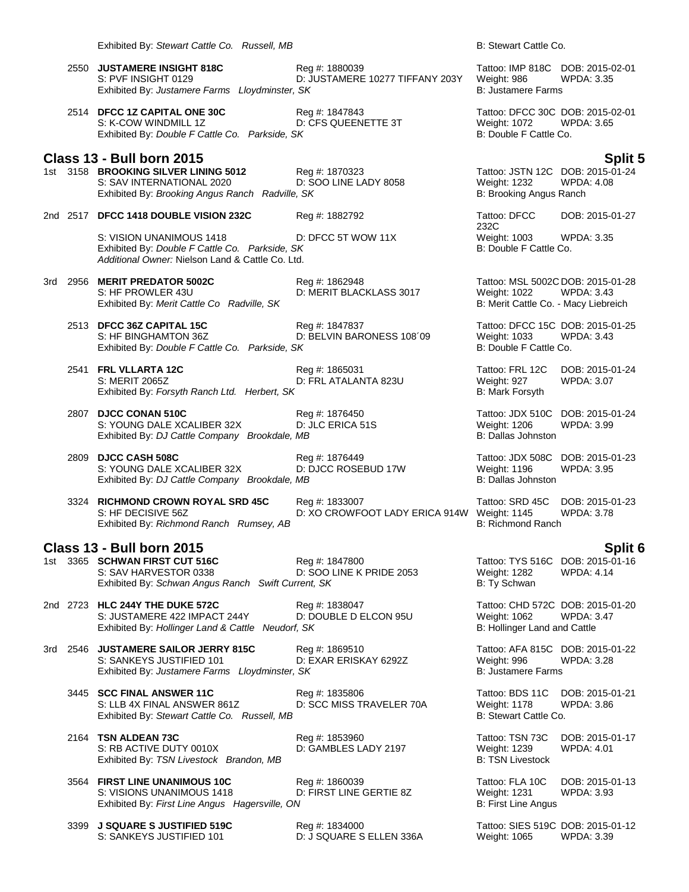Exhibited By: *Stewart Cattle Co. Russell, MB* B: Stewart Cattle Co.

2550 **JUSTAMERE INSIGHT 818C** Reg #: 1880039 Tattoo: IMP 818C DOB: 2015-02-01
S: PVF INSIGHT 0129 D: JUSTAMERE 10277 TIFFANY 203Y Weight: 986 WPDA: 3.35
Exhibited By: *Justamere Farms Lloydminster, SK* B: Justamere Farms

2514 **DFCC 1Z CAPITAL ONE 30C** Reg #: 1847843 Tattoo: DFCC 30C DOB: 2015-02-01
S: K-COW WINDMILL 1Z D: CFS QUEENETTE 3T Weight: 1072 WPDA: 3.65
Exhibited By: *Double F Cattle Co. Parkside, SK* B: Double F Cattle Co.

## Class 13 - Bull born 2015 — Split 5

1st 3158 **BROOKING SILVER LINING 5012** Reg #: 1870323 Tattoo: JSTN 12C DOB: 2015-01-24
S: SAV INTERNATIONAL 2020 D: SOO LINE LADY 8058 Weight: 1232 WPDA: 4.08
Exhibited By: *Brooking Angus Ranch Radville, SK* B: Brooking Angus Ranch

2nd 2517 **DFCC 1418 DOUBLE VISION 232C** Reg #: 1882792 Tattoo: DFCC 232C DOB: 2015-01-27
S: VISION UNANIMOUS 1418 D: DFCC 5T WOW 11X Weight: 1003 WPDA: 3.35
Exhibited By: *Double F Cattle Co. Parkside, SK* B: Double F Cattle Co.
*Additional Owner:* Nielson Land & Cattle Co. Ltd.

3rd 2956 **MERIT PREDATOR 5002C** Reg #: 1862948 Tattoo: MSL 5002C DOB: 2015-01-28
S: HF PROWLER 43U D: MERIT BLACKLASS 3017 Weight: 1022 WPDA: 3.43
Exhibited By: *Merit Cattle Co Radville, SK* B: Merit Cattle Co. - Macy Liebreich

2513 **DFCC 36Z CAPITAL 15C** Reg #: 1847837 Tattoo: DFCC 15C DOB: 2015-01-25
S: HF BINGHAMTON 36Z D: BELVIN BARONESS 108´09 Weight: 1033 WPDA: 3.43
Exhibited By: *Double F Cattle Co. Parkside, SK* B: Double F Cattle Co.

2541 **FRL VLLARTA 12C** Reg #: 1865031 Tattoo: FRL 12C DOB: 2015-01-24
S: MERIT 2065Z D: FRL ATALANTA 823U Weight: 927 WPDA: 3.07
Exhibited By: *Forsyth Ranch Ltd. Herbert, SK* B: Mark Forsyth

2807 **DJCC CONAN 510C** Reg #: 1876450 Tattoo: JDX 510C DOB: 2015-01-24
S: YOUNG DALE XCALIBER 32X D: JLC ERICA 51S Weight: 1206 WPDA: 3.99
Exhibited By: *DJ Cattle Company Brookdale, MB* B: Dallas Johnston

2809 **DJCC CASH 508C** Reg #: 1876449 Tattoo: JDX 508C DOB: 2015-01-23
S: YOUNG DALE XCALIBER 32X D: DJCC ROSEBUD 17W Weight: 1196 WPDA: 3.95
Exhibited By: *DJ Cattle Company Brookdale, MB* B: Dallas Johnston

3324 **RICHMOND CROWN ROYAL SRD 45C** Reg #: 1833007 Tattoo: SRD 45C DOB: 2015-01-23
S: HF DECISIVE 56Z D: XO CROWFOOT LADY ERICA 914W Weight: 1145 WPDA: 3.78
Exhibited By: *Richmond Ranch Rumsey, AB* B: Richmond Ranch

## Class 13 - Bull born 2015 — Split 6

1st 3365 **SCHWAN FIRST CUT 516C** Reg #: 1847800 Tattoo: TYS 516C DOB: 2015-01-16
S: SAV HARVESTOR 0338 D: SOO LINE K PRIDE 2053 Weight: 1282 WPDA: 4.14
Exhibited By: *Schwan Angus Ranch Swift Current, SK* B: Ty Schwan

2nd 2723 **HLC 244Y THE DUKE 572C** Reg #: 1838047 Tattoo: CHD 572C DOB: 2015-01-20
S: JUSTAMERE 422 IMPACT 244Y D: DOUBLE D ELCON 95U Weight: 1062 WPDA: 3.47
Exhibited By: *Hollinger Land & Cattle Neudorf, SK* B: Hollinger Land and Cattle

3rd 2546 **JUSTAMERE SAILOR JERRY 815C** Reg #: 1869510 Tattoo: AFA 815C DOB: 2015-01-22
S: SANKEYS JUSTIFIED 101 D: EXAR ERISKAY 6292Z Weight: 996 WPDA: 3.28
Exhibited By: *Justamere Farms Lloydminster, SK* B: Justamere Farms

3445 **SCC FINAL ANSWER 11C** Reg #: 1835806 Tattoo: BDS 11C DOB: 2015-01-21
S: LLB 4X FINAL ANSWER 861Z D: SCC MISS TRAVELER 70A Weight: 1178 WPDA: 3.86
Exhibited By: *Stewart Cattle Co. Russell, MB* B: Stewart Cattle Co.

2164 **TSN ALDEAN 73C** Reg #: 1853960 Tattoo: TSN 73C DOB: 2015-01-17
S: RB ACTIVE DUTY 0010X D: GAMBLES LADY 2197 Weight: 1239 WPDA: 4.01
Exhibited By: *TSN Livestock Brandon, MB* B: TSN Livestock

3564 **FIRST LINE UNANIMOUS 10C** Reg #: 1860039 Tattoo: FLA 10C DOB: 2015-01-13
S: VISIONS UNANIMOUS 1418 D: FIRST LINE GERTIE 8Z Weight: 1231 WPDA: 3.93
Exhibited By: *First Line Angus Hagersville, ON* B: First Line Angus

3399 **J SQUARE S JUSTIFIED 519C** Reg #: 1834000 Tattoo: SIES 519C DOB: 2015-01-12
S: SANKEYS JUSTIFIED 101 D: J SQUARE S ELLEN 336A Weight: 1065 WPDA: 3.39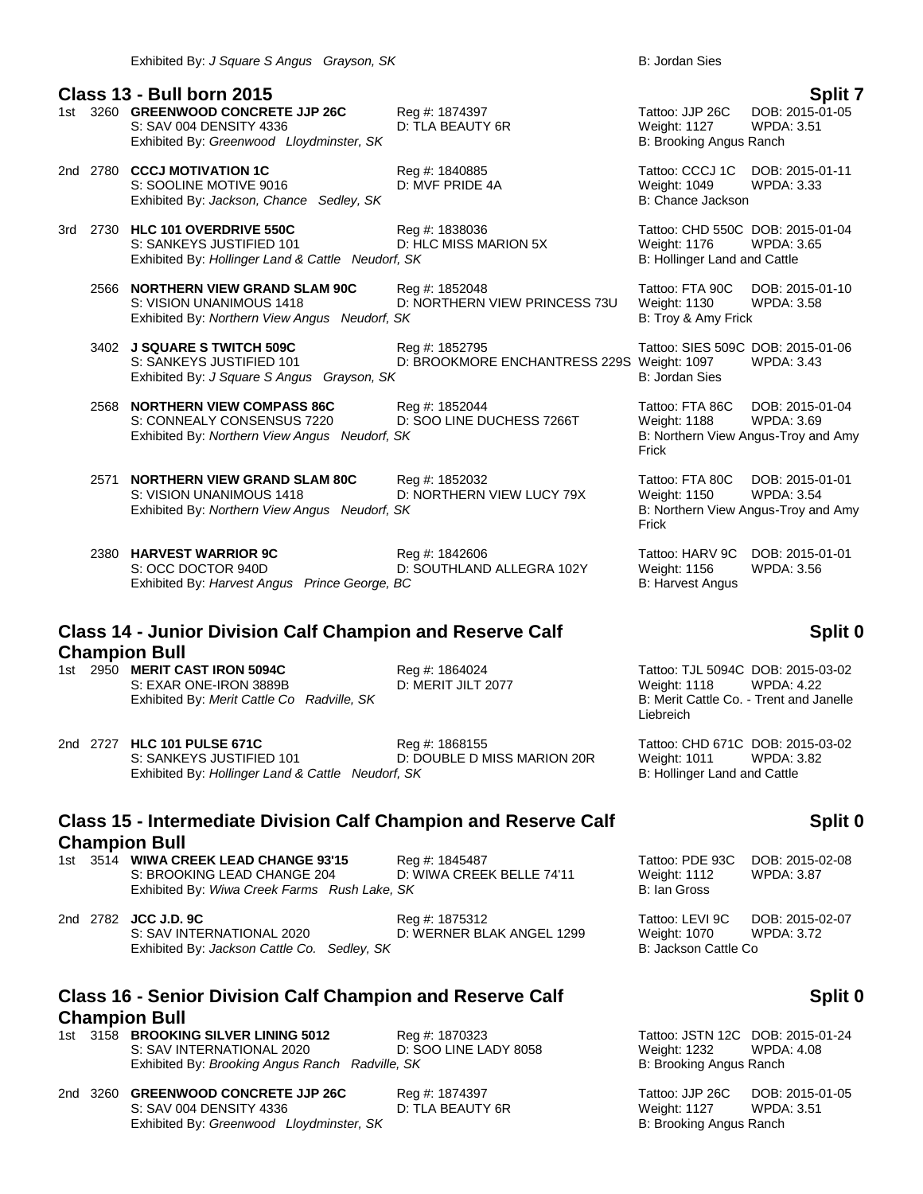Exhibited By: *J Square S Angus Grayson, SK* B: Jordan Sies

## Class 13 - Bull born 2015 — Split 7

1st 3260 **GREENWOOD CONCRETE JJP 26C** Reg #: 1874397 Tattoo: JJP 26C DOB: 2015-01-05
S: SAV 004 DENSITY 4336 D: TLA BEAUTY 6R Weight: 1127 WPDA: 3.51
Exhibited By: *Greenwood Lloydminster, SK* B: Brooking Angus Ranch

2nd 2780 **CCCJ MOTIVATION 1C** Reg #: 1840885 Tattoo: CCCJ 1C DOB: 2015-01-11
S: SOOLINE MOTIVE 9016 D: MVF PRIDE 4A Weight: 1049 WPDA: 3.33
Exhibited By: *Jackson, Chance Sedley, SK* B: Chance Jackson

3rd 2730 **HLC 101 OVERDRIVE 550C** Reg #: 1838036 Tattoo: CHD 550C DOB: 2015-01-04
S: SANKEYS JUSTIFIED 101 D: HLC MISS MARION 5X Weight: 1176 WPDA: 3.65
Exhibited By: *Hollinger Land & Cattle Neudorf, SK* B: Hollinger Land and Cattle

2566 **NORTHERN VIEW GRAND SLAM 90C** Reg #: 1852048 Tattoo: FTA 90C DOB: 2015-01-10
S: VISION UNANIMOUS 1418 D: NORTHERN VIEW PRINCESS 73U Weight: 1130 WPDA: 3.58
Exhibited By: *Northern View Angus Neudorf, SK* B: Troy & Amy Frick

3402 **J SQUARE S TWITCH 509C** Reg #: 1852795 Tattoo: SIES 509C DOB: 2015-01-06
S: SANKEYS JUSTIFIED 101 D: BROOKMORE ENCHANTRESS 229S Weight: 1097 WPDA: 3.43
Exhibited By: *J Square S Angus Grayson, SK* B: Jordan Sies

2568 **NORTHERN VIEW COMPASS 86C** Reg #: 1852044 Tattoo: FTA 86C DOB: 2015-01-04
S: CONNEALY CONSENSUS 7220 D: SOO LINE DUCHESS 7266T Weight: 1188 WPDA: 3.69
Exhibited By: *Northern View Angus Neudorf, SK* B: Northern View Angus-Troy and Amy Frick

2571 **NORTHERN VIEW GRAND SLAM 80C** Reg #: 1852032 Tattoo: FTA 80C DOB: 2015-01-01
S: VISION UNANIMOUS 1418 D: NORTHERN VIEW LUCY 79X Weight: 1150 WPDA: 3.54
Exhibited By: *Northern View Angus Neudorf, SK* B: Northern View Angus-Troy and Amy Frick

2380 **HARVEST WARRIOR 9C** Reg #: 1842606 Tattoo: HARV 9C DOB: 2015-01-01
S: OCC DOCTOR 940D D: SOUTHLAND ALLEGRA 102Y Weight: 1156 WPDA: 3.56
Exhibited By: *Harvest Angus Prince George, BC* B: Harvest Angus

## Class 14 - Junior Division Calf Champion and Reserve Calf Champion Bull — Split 0

1st 2950 **MERIT CAST IRON 5094C** Reg #: 1864024 Tattoo: TJL 5094C DOB: 2015-03-02
S: EXAR ONE-IRON 3889B D: MERIT JILT 2077 Weight: 1118 WPDA: 4.22
Exhibited By: *Merit Cattle Co Radville, SK* B: Merit Cattle Co. - Trent and Janelle Liebreich

2nd 2727 **HLC 101 PULSE 671C** Reg #: 1868155 Tattoo: CHD 671C DOB: 2015-03-02
S: SANKEYS JUSTIFIED 101 D: DOUBLE D MISS MARION 20R Weight: 1011 WPDA: 3.82
Exhibited By: *Hollinger Land & Cattle Neudorf, SK* B: Hollinger Land and Cattle

## Class 15 - Intermediate Division Calf Champion and Reserve Calf Champion Bull — Split 0

1st 3514 **WIWA CREEK LEAD CHANGE 93'15** Reg #: 1845487 Tattoo: PDE 93C DOB: 2015-02-08
S: BROOKING LEAD CHANGE 204 D: WIWA CREEK BELLE 74'11 Weight: 1112 WPDA: 3.87
Exhibited By: *Wiwa Creek Farms Rush Lake, SK* B: Ian Gross

2nd 2782 **JCC J.D. 9C** Reg #: 1875312 Tattoo: LEVI 9C DOB: 2015-02-07
S: SAV INTERNATIONAL 2020 D: WERNER BLAK ANGEL 1299 Weight: 1070 WPDA: 3.72
Exhibited By: *Jackson Cattle Co. Sedley, SK* B: Jackson Cattle Co

## Class 16 - Senior Division Calf Champion and Reserve Calf Champion Bull — Split 0

1st 3158 **BROOKING SILVER LINING 5012** Reg #: 1870323 Tattoo: JSTN 12C DOB: 2015-01-24
S: SAV INTERNATIONAL 2020 D: SOO LINE LADY 8058 Weight: 1232 WPDA: 4.08
Exhibited By: *Brooking Angus Ranch Radville, SK* B: Brooking Angus Ranch

2nd 3260 **GREENWOOD CONCRETE JJP 26C** Reg #: 1874397 Tattoo: JJP 26C DOB: 2015-01-05
S: SAV 004 DENSITY 4336 D: TLA BEAUTY 6R Weight: 1127 WPDA: 3.51
Exhibited By: *Greenwood Lloydminster, SK* B: Brooking Angus Ranch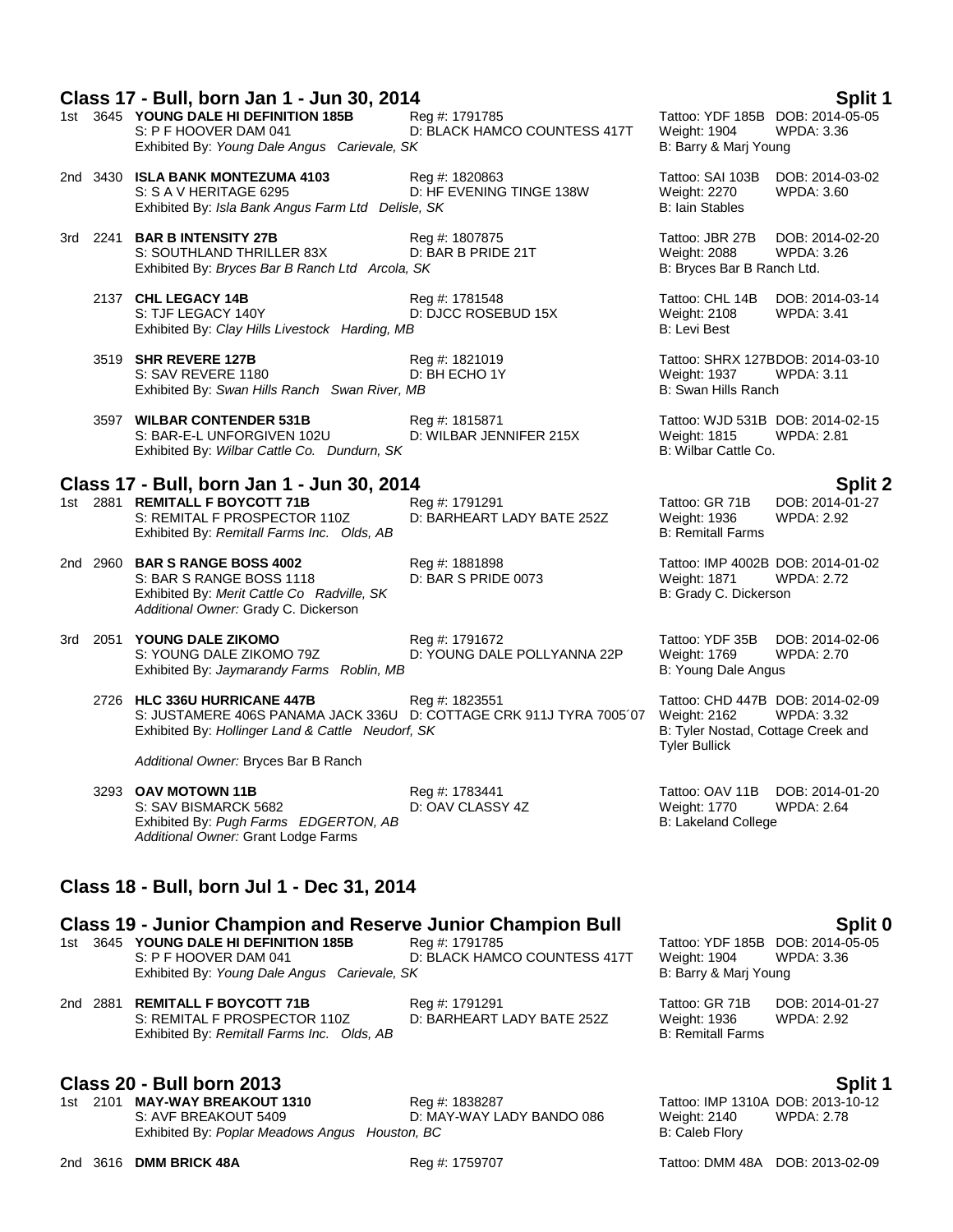## Class 17 - Bull, born Jan 1 - Jun 30, 2014 — Split 1

1st 3645 **YOUNG DALE HI DEFINITION 185B** Reg #: 1791785 Tattoo: YDF 185B DOB: 2014-05-05
S: P F HOOVER DAM 041 D: BLACK HAMCO COUNTESS 417T Weight: 1904 WPDA: 3.36
Exhibited By: *Young Dale Angus Carievale, SK* B: Barry & Marj Young

2nd 3430 **ISLA BANK MONTEZUMA 4103** Reg #: 1820863 Tattoo: SAI 103B DOB: 2014-03-02
S: S A V HERITAGE 6295 D: HF EVENING TINGE 138W Weight: 2270 WPDA: 3.60
Exhibited By: *Isla Bank Angus Farm Ltd Delisle, SK* B: Iain Stables

3rd 2241 **BAR B INTENSITY 27B** Reg #: 1807875 Tattoo: JBR 27B DOB: 2014-02-20
S: SOUTHLAND THRILLER 83X D: BAR B PRIDE 21T Weight: 2088 WPDA: 3.26
Exhibited By: *Bryces Bar B Ranch Ltd Arcola, SK* B: Bryces Bar B Ranch Ltd.

2137 **CHL LEGACY 14B** Reg #: 1781548 Tattoo: CHL 14B DOB: 2014-03-14
S: TJF LEGACY 140Y D: DJCC ROSEBUD 15X Weight: 2108 WPDA: 3.41
Exhibited By: *Clay Hills Livestock Harding, MB* B: Levi Best

3519 **SHR REVERE 127B** Reg #: 1821019 Tattoo: SHRX 127B DOB: 2014-03-10
S: SAV REVERE 1180 D: BH ECHO 1Y Weight: 1937 WPDA: 3.11
Exhibited By: *Swan Hills Ranch Swan River, MB* B: Swan Hills Ranch

3597 **WILBAR CONTENDER 531B** Reg #: 1815871 Tattoo: WJD 531B DOB: 2014-02-15
S: BAR-E-L UNFORGIVEN 102U D: WILBAR JENNIFER 215X Weight: 1815 WPDA: 2.81
Exhibited By: *Wilbar Cattle Co. Dundurn, SK* B: Wilbar Cattle Co.

## Class 17 - Bull, born Jan 1 - Jun 30, 2014 — Split 2

1st 2881 **REMITALL F BOYCOTT 71B** Reg #: 1791291 Tattoo: GR 71B DOB: 2014-01-27
S: REMITAL F PROSPECTOR 110Z D: BARHEART LADY BATE 252Z Weight: 1936 WPDA: 2.92
Exhibited By: *Remitall Farms Inc. Olds, AB* B: Remitall Farms

2nd 2960 **BAR S RANGE BOSS 4002** Reg #: 1881898 Tattoo: IMP 4002B DOB: 2014-01-02
S: BAR S RANGE BOSS 1118 D: BAR S PRIDE 0073 Weight: 1871 WPDA: 2.72
Exhibited By: *Merit Cattle Co Radville, SK* B: Grady C. Dickerson
*Additional Owner:* Grady C. Dickerson

3rd 2051 **YOUNG DALE ZIKOMO** Reg #: 1791672 Tattoo: YDF 35B DOB: 2014-02-06
S: YOUNG DALE ZIKOMO 79Z D: YOUNG DALE POLLYANNA 22P Weight: 1769 WPDA: 2.70
Exhibited By: *Jaymarandy Farms Roblin, MB* B: Young Dale Angus

2726 **HLC 336U HURRICANE 447B** Reg #: 1823551 Tattoo: CHD 447B DOB: 2014-02-09
S: JUSTAMERE 406S PANAMA JACK 336U D: COTTAGE CRK 911J TYRA 7005´07 Weight: 2162 WPDA: 3.32
Exhibited By: *Hollinger Land & Cattle Neudorf, SK* B: Tyler Nostad, Cottage Creek and Tyler Bullick
*Additional Owner:* Bryces Bar B Ranch

3293 **OAV MOTOWN 11B** Reg #: 1783441 Tattoo: OAV 11B DOB: 2014-01-20
S: SAV BISMARCK 5682 D: OAV CLASSY 4Z Weight: 1770 WPDA: 2.64
Exhibited By: *Pugh Farms EDGERTON, AB* B: Lakeland College
*Additional Owner:* Grant Lodge Farms

## Class 18 - Bull, born Jul 1 - Dec 31, 2014

## Class 19 - Junior Champion and Reserve Junior Champion Bull — Split 0

1st 3645 **YOUNG DALE HI DEFINITION 185B** Reg #: 1791785 Tattoo: YDF 185B DOB: 2014-05-05
S: P F HOOVER DAM 041 D: BLACK HAMCO COUNTESS 417T Weight: 1904 WPDA: 3.36
Exhibited By: *Young Dale Angus Carievale, SK* B: Barry & Marj Young

2nd 2881 **REMITALL F BOYCOTT 71B** Reg #: 1791291 Tattoo: GR 71B DOB: 2014-01-27
S: REMITAL F PROSPECTOR 110Z D: BARHEART LADY BATE 252Z Weight: 1936 WPDA: 2.92
Exhibited By: *Remitall Farms Inc. Olds, AB* B: Remitall Farms

## Class 20 - Bull born 2013 — Split 1

1st 2101 **MAY-WAY BREAKOUT 1310** Reg #: 1838287 Tattoo: IMP 1310A DOB: 2013-10-12
S: AVF BREAKOUT 5409 D: MAY-WAY LADY BANDO 086 Weight: 2140 WPDA: 2.78
Exhibited By: *Poplar Meadows Angus Houston, BC* B: Caleb Flory

2nd 3616 **DMM BRICK 48A** Reg #: 1759707 Tattoo: DMM 48A DOB: 2013-02-09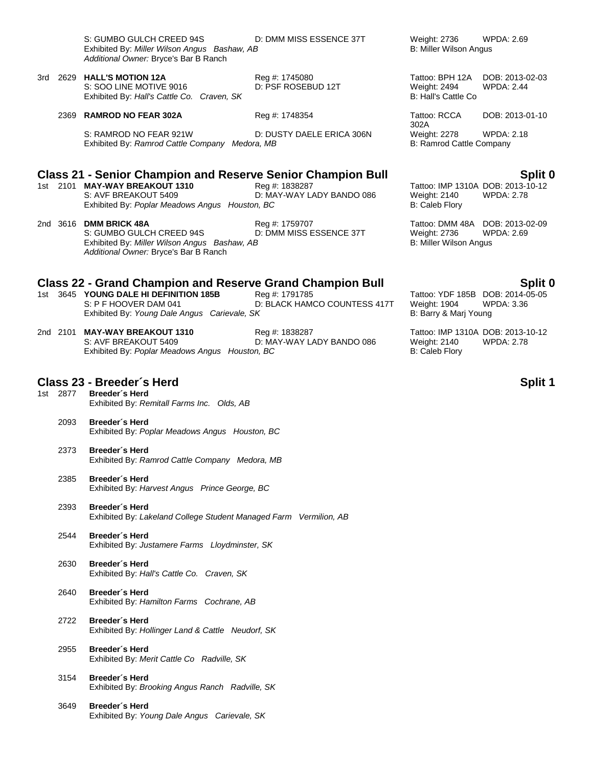S: GUMBO GULCH CREED 94S | D: DMM MISS ESSENCE 37T | Weight: 2736 | WPDA: 2.69
Exhibited By: *Miller Wilson Angus Bashaw, AB* | B: Miller Wilson Angus
*Additional Owner:* Bryce's Bar B Ranch

3rd 2629 **HALL'S MOTION 12A** | Reg #: 1745080 | Tattoo: BPH 12A | DOB: 2013-02-03
S: SOO LINE MOTIVE 9016 | D: PSF ROSEBUD 12T | Weight: 2494 | WPDA: 2.44
Exhibited By: *Hall's Cattle Co. Craven, SK* | B: Hall's Cattle Co

2369 **RAMROD NO FEAR 302A** | Reg #: 1748354 | Tattoo: RCCA 302A | DOB: 2013-01-10
S: RAMROD NO FEAR 921W | D: DUSTY DAELE ERICA 306N | Weight: 2278 | WPDA: 2.18
Exhibited By: *Ramrod Cattle Company Medora, MB* | B: Ramrod Cattle Company

## Class 21 - Senior Champion and Reserve Senior Champion Bull — Split 0

1st 2101 **MAY-WAY BREAKOUT 1310** | Reg #: 1838287 | Tattoo: IMP 1310A | DOB: 2013-10-12
S: AVF BREAKOUT 5409 | D: MAY-WAY LADY BANDO 086 | Weight: 2140 | WPDA: 2.78
Exhibited By: *Poplar Meadows Angus Houston, BC* | B: Caleb Flory

2nd 3616 **DMM BRICK 48A** | Reg #: 1759707 | Tattoo: DMM 48A | DOB: 2013-02-09
S: GUMBO GULCH CREED 94S | D: DMM MISS ESSENCE 37T | Weight: 2736 | WPDA: 2.69
Exhibited By: *Miller Wilson Angus Bashaw, AB* | B: Miller Wilson Angus
*Additional Owner:* Bryce's Bar B Ranch

## Class 22 - Grand Champion and Reserve Grand Champion Bull — Split 0

1st 3645 **YOUNG DALE HI DEFINITION 185B** | Reg #: 1791785 | Tattoo: YDF 185B | DOB: 2014-05-05
S: P F HOOVER DAM 041 | D: BLACK HAMCO COUNTESS 417T | Weight: 1904 | WPDA: 3.36
Exhibited By: *Young Dale Angus Carievale, SK* | B: Barry & Marj Young

2nd 2101 **MAY-WAY BREAKOUT 1310** | Reg #: 1838287 | Tattoo: IMP 1310A | DOB: 2013-10-12
S: AVF BREAKOUT 5409 | D: MAY-WAY LADY BANDO 086 | Weight: 2140 | WPDA: 2.78
Exhibited By: *Poplar Meadows Angus Houston, BC* | B: Caleb Flory

## Class 23 - Breeder´s Herd — Split 1

1st 2877 **Breeder´s Herd**
Exhibited By: *Remitall Farms Inc. Olds, AB*

2093 **Breeder´s Herd**
Exhibited By: *Poplar Meadows Angus Houston, BC*

2373 **Breeder´s Herd**
Exhibited By: *Ramrod Cattle Company Medora, MB*

2385 **Breeder´s Herd**
Exhibited By: *Harvest Angus Prince George, BC*

2393 **Breeder´s Herd**
Exhibited By: *Lakeland College Student Managed Farm Vermilion, AB*

2544 **Breeder´s Herd**
Exhibited By: *Justamere Farms Lloydminster, SK*

2630 **Breeder´s Herd**
Exhibited By: *Hall's Cattle Co. Craven, SK*

2640 **Breeder´s Herd**
Exhibited By: *Hamilton Farms Cochrane, AB*

2722 **Breeder´s Herd**
Exhibited By: *Hollinger Land & Cattle Neudorf, SK*

2955 **Breeder´s Herd**
Exhibited By: *Merit Cattle Co Radville, SK*

3154 **Breeder´s Herd**
Exhibited By: *Brooking Angus Ranch Radville, SK*

3649 **Breeder´s Herd**
Exhibited By: *Young Dale Angus Carievale, SK*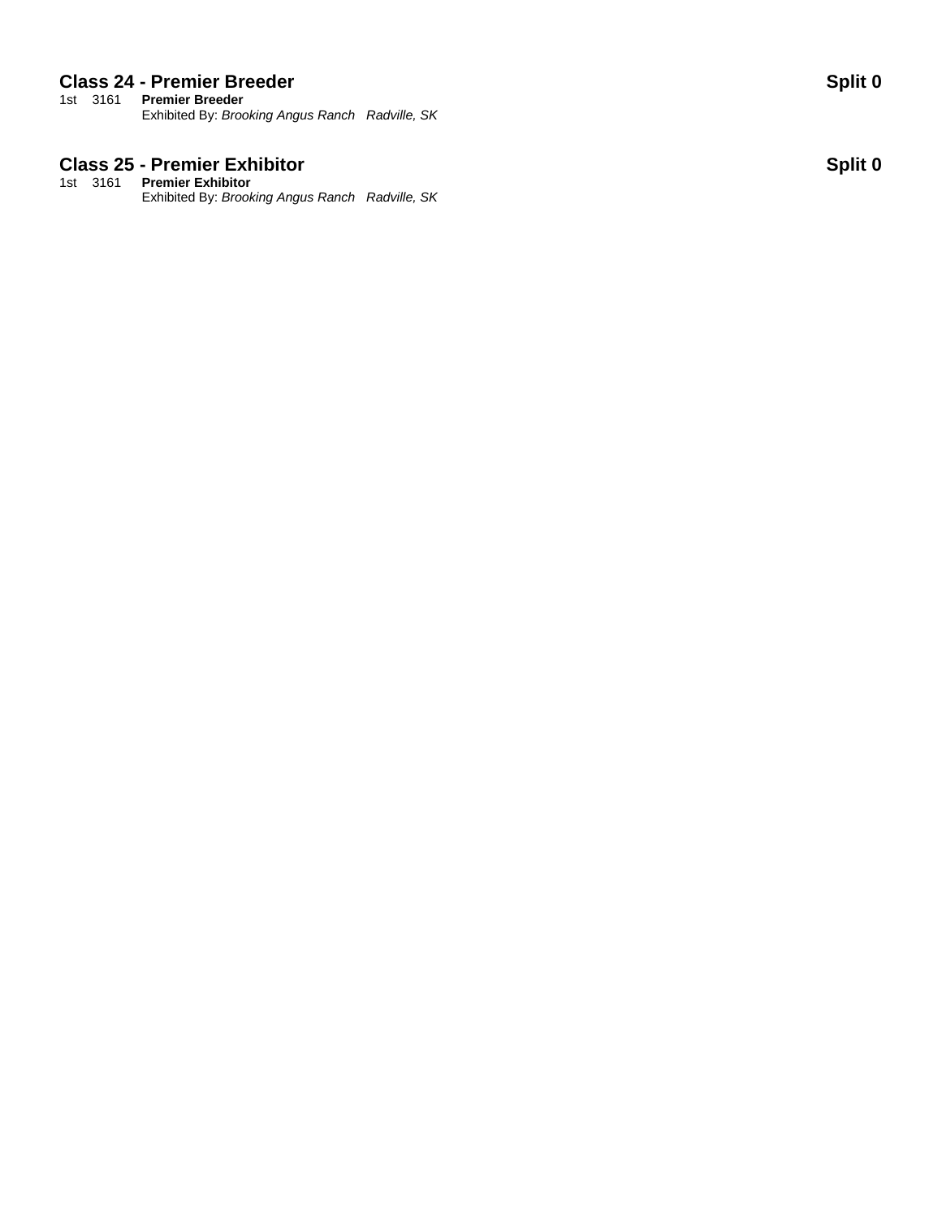### Class 24 - Premier Breeder **Split 0**

1st 3161 **Premier Breeder**
Exhibited By: *Brooking Angus Ranch Radville, SK*

### Class 25 - Premier Exhibitor **Split 0**

1st 3161 **Premier Exhibitor**
Exhibited By: *Brooking Angus Ranch Radville, SK*